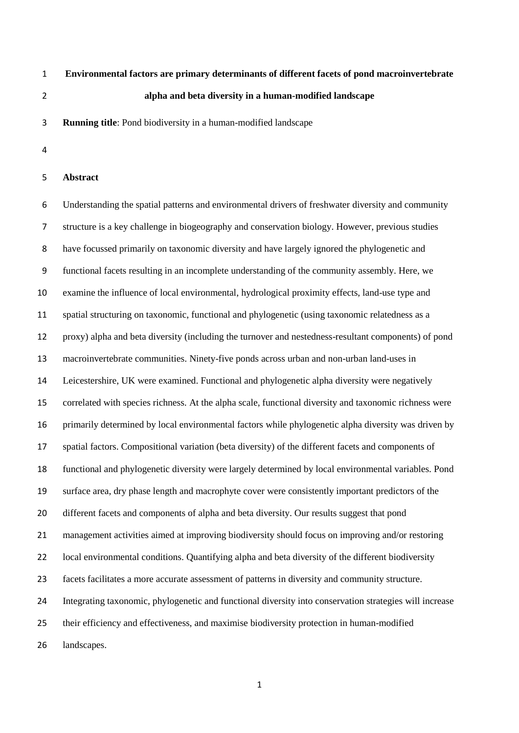# Environmental factors are primary determinants of different facets of pond macroinvertebrate alpha and beta diversity in a human-modified landscape

**Running title**: Pond biodiversity in a human-modified landscape

## Abstract

Understanding the spatial patterns and environmental drivers of freshwater diversity and community structure is a key challenge in biogeography and conservation biology. However, previous studies have focussed primarily on taxonomic diversity and have largely ignored the phylogenetic and functional facets resulting in an incomplete understanding of the community assembly. Here, we examine the influence of local environmental, hydrological proximity effects, land-use type and spatial structuring on taxonomic, functional and phylogenetic (using taxonomic relatedness as a proxy) alpha and beta diversity (including the turnover and nestedness-resultant components) of pond macroinvertebrate communities. Ninety-five ponds across urban and non-urban land-uses in Leicestershire, UK were examined. Functional and phylogenetic alpha diversity were negatively correlated with species richness. At the alpha scale, functional diversity and taxonomic richness were primarily determined by local environmental factors while phylogenetic alpha diversity was driven by spatial factors. Compositional variation (beta diversity) of the different facets and components of functional and phylogenetic diversity were largely determined by local environmental variables. Pond surface area, dry phase length and macrophyte cover were consistently important predictors of the different facets and components of alpha and beta diversity. Our results suggest that pond management activities aimed at improving biodiversity should focus on improving and/or restoring local environmental conditions. Quantifying alpha and beta diversity of the different biodiversity facets facilitates a more accurate assessment of patterns in diversity and community structure. Integrating taxonomic, phylogenetic and functional diversity into conservation strategies will increase their efficiency and effectiveness, and maximise biodiversity protection in human-modified landscapes.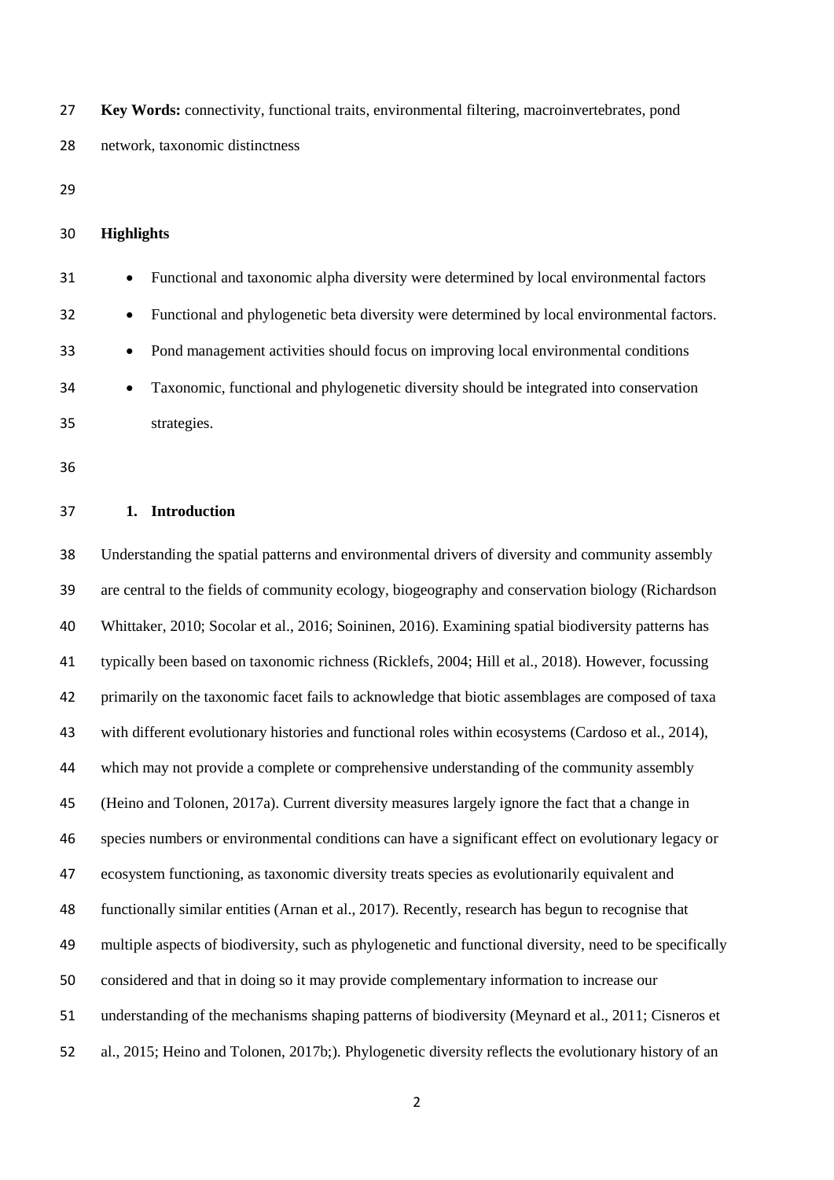**Key Words:** connectivity, functional traits, environmental filtering, macroinvertebrates, pond network, taxonomic distinctness

**Highlights**

- Functional and taxonomic alpha diversity were determined by local environmental factors
- Functional and phylogenetic beta diversity were determined by local environmental factors.
- Pond management activities should focus on improving local environmental conditions
- Taxonomic, functional and phylogenetic diversity should be integrated into conservation strategies.

## 1. Introduction

Understanding the spatial patterns and environmental drivers of diversity and community assembly are central to the fields of community ecology, biogeography and conservation biology (Richardson Whittaker, 2010; Socolar et al., 2016; Soininen, 2016). Examining spatial biodiversity patterns has typically been based on taxonomic richness (Ricklefs, 2004; Hill et al., 2018). However, focussing primarily on the taxonomic facet fails to acknowledge that biotic assemblages are composed of taxa with different evolutionary histories and functional roles within ecosystems (Cardoso et al., 2014), which may not provide a complete or comprehensive understanding of the community assembly (Heino and Tolonen, 2017a). Current diversity measures largely ignore the fact that a change in species numbers or environmental conditions can have a significant effect on evolutionary legacy or ecosystem functioning, as taxonomic diversity treats species as evolutionarily equivalent and functionally similar entities (Arnan et al., 2017). Recently, research has begun to recognise that multiple aspects of biodiversity, such as phylogenetic and functional diversity, need to be specifically considered and that in doing so it may provide complementary information to increase our understanding of the mechanisms shaping patterns of biodiversity (Meynard et al., 2011; Cisneros et al., 2015; Heino and Tolonen, 2017b;). Phylogenetic diversity reflects the evolutionary history of an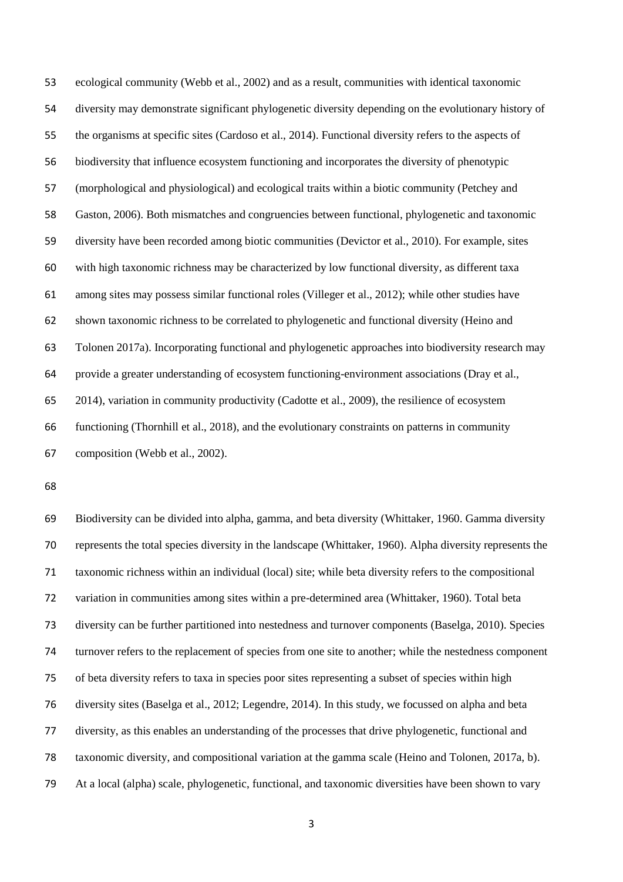ecological community (Webb et al., 2002) and as a result, communities with identical taxonomic diversity may demonstrate significant phylogenetic diversity depending on the evolutionary history of the organisms at specific sites (Cardoso et al., 2014). Functional diversity refers to the aspects of biodiversity that influence ecosystem functioning and incorporates the diversity of phenotypic (morphological and physiological) and ecological traits within a biotic community (Petchey and Gaston, 2006). Both mismatches and congruencies between functional, phylogenetic and taxonomic diversity have been recorded among biotic communities (Devictor et al., 2010). For example, sites with high taxonomic richness may be characterized by low functional diversity, as different taxa among sites may possess similar functional roles (Villeger et al., 2012); while other studies have shown taxonomic richness to be correlated to phylogenetic and functional diversity (Heino and Tolonen 2017a). Incorporating functional and phylogenetic approaches into biodiversity research may provide a greater understanding of ecosystem functioning-environment associations (Dray et al., 2014), variation in community productivity (Cadotte et al., 2009), the resilience of ecosystem functioning (Thornhill et al., 2018), and the evolutionary constraints on patterns in community composition (Webb et al., 2002).

Biodiversity can be divided into alpha, gamma, and beta diversity (Whittaker, 1960. Gamma diversity represents the total species diversity in the landscape (Whittaker, 1960). Alpha diversity represents the taxonomic richness within an individual (local) site; while beta diversity refers to the compositional variation in communities among sites within a pre-determined area (Whittaker, 1960). Total beta diversity can be further partitioned into nestedness and turnover components (Baselga, 2010). Species turnover refers to the replacement of species from one site to another; while the nestedness component of beta diversity refers to taxa in species poor sites representing a subset of species within high diversity sites (Baselga et al., 2012; Legendre, 2014). In this study, we focussed on alpha and beta diversity, as this enables an understanding of the processes that drive phylogenetic, functional and taxonomic diversity, and compositional variation at the gamma scale (Heino and Tolonen, 2017a, b). At a local (alpha) scale, phylogenetic, functional, and taxonomic diversities have been shown to vary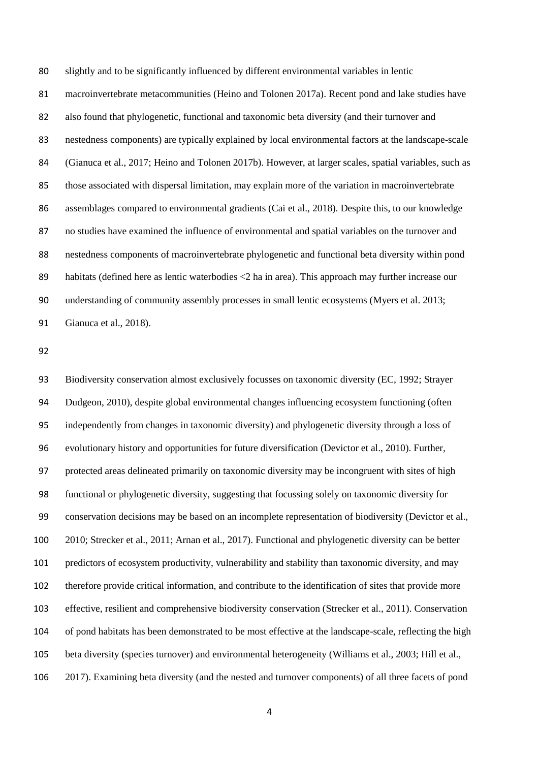slightly and to be significantly influenced by different environmental variables in lentic macroinvertebrate metacommunities (Heino and Tolonen 2017a). Recent pond and lake studies have also found that phylogenetic, functional and taxonomic beta diversity (and their turnover and nestedness components) are typically explained by local environmental factors at the landscape-scale (Gianuca et al., 2017; Heino and Tolonen 2017b). However, at larger scales, spatial variables, such as those associated with dispersal limitation, may explain more of the variation in macroinvertebrate assemblages compared to environmental gradients (Cai et al., 2018). Despite this, to our knowledge no studies have examined the influence of environmental and spatial variables on the turnover and nestedness components of macroinvertebrate phylogenetic and functional beta diversity within pond habitats (defined here as lentic waterbodies <2 ha in area). This approach may further increase our understanding of community assembly processes in small lentic ecosystems (Myers et al. 2013; Gianuca et al., 2018).

Biodiversity conservation almost exclusively focusses on taxonomic diversity (EC, 1992; Strayer Dudgeon, 2010), despite global environmental changes influencing ecosystem functioning (often independently from changes in taxonomic diversity) and phylogenetic diversity through a loss of evolutionary history and opportunities for future diversification (Devictor et al., 2010). Further, protected areas delineated primarily on taxonomic diversity may be incongruent with sites of high functional or phylogenetic diversity, suggesting that focussing solely on taxonomic diversity for conservation decisions may be based on an incomplete representation of biodiversity (Devictor et al., 2010; Strecker et al., 2011; Arnan et al., 2017). Functional and phylogenetic diversity can be better predictors of ecosystem productivity, vulnerability and stability than taxonomic diversity, and may therefore provide critical information, and contribute to the identification of sites that provide more effective, resilient and comprehensive biodiversity conservation (Strecker et al., 2011). Conservation of pond habitats has been demonstrated to be most effective at the landscape-scale, reflecting the high beta diversity (species turnover) and environmental heterogeneity (Williams et al., 2003; Hill et al., 2017). Examining beta diversity (and the nested and turnover components) of all three facets of pond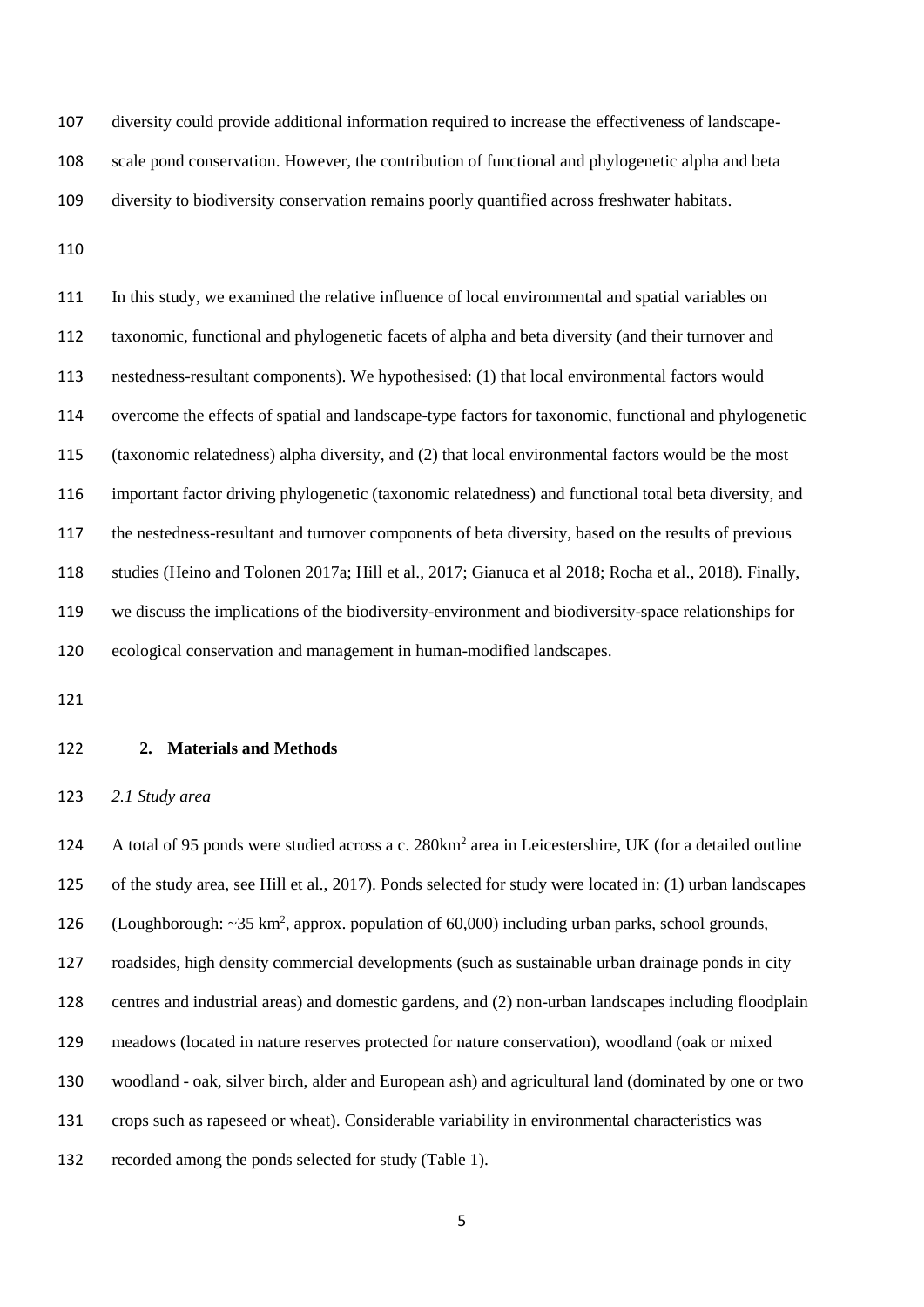diversity could provide additional information required to increase the effectiveness of landscape-scale pond conservation. However, the contribution of functional and phylogenetic alpha and beta diversity to biodiversity conservation remains poorly quantified across freshwater habitats.

In this study, we examined the relative influence of local environmental and spatial variables on taxonomic, functional and phylogenetic facets of alpha and beta diversity (and their turnover and nestedness-resultant components). We hypothesised: (1) that local environmental factors would overcome the effects of spatial and landscape-type factors for taxonomic, functional and phylogenetic (taxonomic relatedness) alpha diversity, and (2) that local environmental factors would be the most important factor driving phylogenetic (taxonomic relatedness) and functional total beta diversity, and the nestedness-resultant and turnover components of beta diversity, based on the results of previous studies (Heino and Tolonen 2017a; Hill et al., 2017; Gianuca et al 2018; Rocha et al., 2018). Finally, we discuss the implications of the biodiversity-environment and biodiversity-space relationships for ecological conservation and management in human-modified landscapes.

## 2. Materials and Methods

### *2.1 Study area*

A total of 95 ponds were studied across a c. 280km$^2$ area in Leicestershire, UK (for a detailed outline of the study area, see Hill et al., 2017). Ponds selected for study were located in: (1) urban landscapes (Loughborough: ~35 km$^2$, approx. population of 60,000) including urban parks, school grounds, roadsides, high density commercial developments (such as sustainable urban drainage ponds in city centres and industrial areas) and domestic gardens, and (2) non-urban landscapes including floodplain meadows (located in nature reserves protected for nature conservation), woodland (oak or mixed woodland - oak, silver birch, alder and European ash) and agricultural land (dominated by one or two crops such as rapeseed or wheat). Considerable variability in environmental characteristics was recorded among the ponds selected for study (Table 1).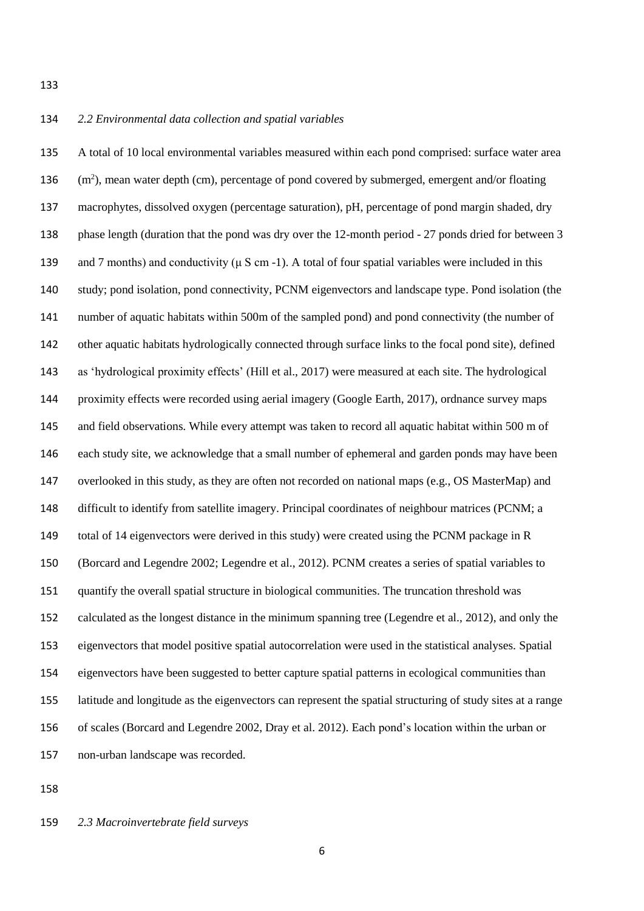*2.2 Environmental data collection and spatial variables*

A total of 10 local environmental variables measured within each pond comprised: surface water area ($m^2$), mean water depth (cm), percentage of pond covered by submerged, emergent and/or floating macrophytes, dissolved oxygen (percentage saturation), pH, percentage of pond margin shaded, dry phase length (duration that the pond was dry over the 12-month period - 27 ponds dried for between 3 and 7 months) and conductivity ($\mu$ S cm -1). A total of four spatial variables were included in this study; pond isolation, pond connectivity, PCNM eigenvectors and landscape type. Pond isolation (the number of aquatic habitats within 500m of the sampled pond) and pond connectivity (the number of other aquatic habitats hydrologically connected through surface links to the focal pond site), defined as 'hydrological proximity effects' (Hill et al., 2017) were measured at each site. The hydrological proximity effects were recorded using aerial imagery (Google Earth, 2017), ordnance survey maps and field observations. While every attempt was taken to record all aquatic habitat within 500 m of each study site, we acknowledge that a small number of ephemeral and garden ponds may have been overlooked in this study, as they are often not recorded on national maps (e.g., OS MasterMap) and difficult to identify from satellite imagery. Principal coordinates of neighbour matrices (PCNM; a total of 14 eigenvectors were derived in this study) were created using the PCNM package in R (Borcard and Legendre 2002; Legendre et al., 2012). PCNM creates a series of spatial variables to quantify the overall spatial structure in biological communities. The truncation threshold was calculated as the longest distance in the minimum spanning tree (Legendre et al., 2012), and only the eigenvectors that model positive spatial autocorrelation were used in the statistical analyses. Spatial eigenvectors have been suggested to better capture spatial patterns in ecological communities than latitude and longitude as the eigenvectors can represent the spatial structuring of study sites at a range of scales (Borcard and Legendre 2002, Dray et al. 2012). Each pond's location within the urban or non-urban landscape was recorded.

*2.3 Macroinvertebrate field surveys*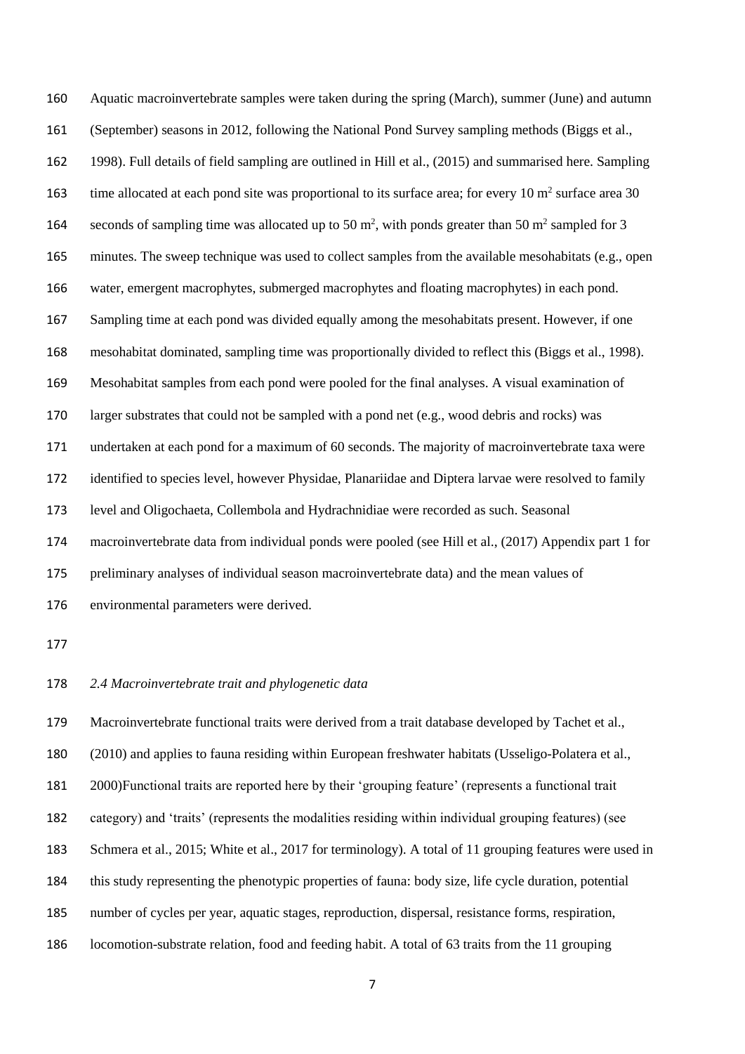Aquatic macroinvertebrate samples were taken during the spring (March), summer (June) and autumn (September) seasons in 2012, following the National Pond Survey sampling methods (Biggs et al., 1998). Full details of field sampling are outlined in Hill et al., (2015) and summarised here. Sampling time allocated at each pond site was proportional to its surface area; for every 10 $m^2$ surface area 30 seconds of sampling time was allocated up to 50 $m^2$, with ponds greater than 50 $m^2$ sampled for 3 minutes. The sweep technique was used to collect samples from the available mesohabitats (e.g., open water, emergent macrophytes, submerged macrophytes and floating macrophytes) in each pond. Sampling time at each pond was divided equally among the mesohabitats present. However, if one mesohabitat dominated, sampling time was proportionally divided to reflect this (Biggs et al., 1998). Mesohabitat samples from each pond were pooled for the final analyses. A visual examination of larger substrates that could not be sampled with a pond net (e.g., wood debris and rocks) was undertaken at each pond for a maximum of 60 seconds. The majority of macroinvertebrate taxa were identified to species level, however Physidae, Planariidae and Diptera larvae were resolved to family level and Oligochaeta, Collembola and Hydrachnidiae were recorded as such. Seasonal macroinvertebrate data from individual ponds were pooled (see Hill et al., (2017) Appendix part 1 for preliminary analyses of individual season macroinvertebrate data) and the mean values of environmental parameters were derived.

*2.4 Macroinvertebrate trait and phylogenetic data*

Macroinvertebrate functional traits were derived from a trait database developed by Tachet et al., (2010) and applies to fauna residing within European freshwater habitats (Usseligo-Polatera et al., 2000)Functional traits are reported here by their 'grouping feature' (represents a functional trait category) and 'traits' (represents the modalities residing within individual grouping features) (see Schmera et al., 2015; White et al., 2017 for terminology). A total of 11 grouping features were used in this study representing the phenotypic properties of fauna: body size, life cycle duration, potential number of cycles per year, aquatic stages, reproduction, dispersal, resistance forms, respiration, locomotion-substrate relation, food and feeding habit. A total of 63 traits from the 11 grouping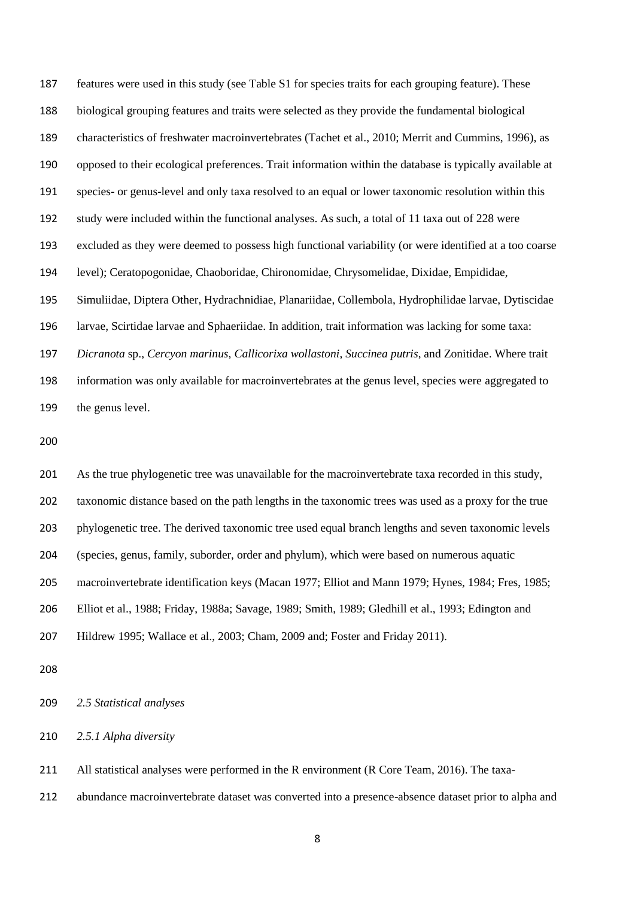features were used in this study (see Table S1 for species traits for each grouping feature). These biological grouping features and traits were selected as they provide the fundamental biological characteristics of freshwater macroinvertebrates (Tachet et al., 2010; Merrit and Cummins, 1996), as opposed to their ecological preferences. Trait information within the database is typically available at species- or genus-level and only taxa resolved to an equal or lower taxonomic resolution within this study were included within the functional analyses. As such, a total of 11 taxa out of 228 were excluded as they were deemed to possess high functional variability (or were identified at a too coarse level); Ceratopogonidae, Chaoboridae, Chironomidae, Chrysomelidae, Dixidae, Empididae, Simuliidae, Diptera Other, Hydrachnidiae, Planariidae, Collembola, Hydrophilidae larvae, Dytiscidae larvae, Scirtidae larvae and Sphaeriidae. In addition, trait information was lacking for some taxa: *Dicranota* sp., *Cercyon marinus*, *Callicorixa wollastoni*, *Succinea putris*, and Zonitidae. Where trait information was only available for macroinvertebrates at the genus level, species were aggregated to the genus level.

As the true phylogenetic tree was unavailable for the macroinvertebrate taxa recorded in this study, taxonomic distance based on the path lengths in the taxonomic trees was used as a proxy for the true phylogenetic tree. The derived taxonomic tree used equal branch lengths and seven taxonomic levels (species, genus, family, suborder, order and phylum), which were based on numerous aquatic macroinvertebrate identification keys (Macan 1977; Elliot and Mann 1979; Hynes, 1984; Fres, 1985; Elliot et al., 1988; Friday, 1988a; Savage, 1989; Smith, 1989; Gledhill et al., 1993; Edington and Hildrew 1995; Wallace et al., 2003; Cham, 2009 and; Foster and Friday 2011).

### *2.5 Statistical analyses*

#### *2.5.1 Alpha diversity*

All statistical analyses were performed in the R environment (R Core Team, 2016). The taxa-abundance macroinvertebrate dataset was converted into a presence-absence dataset prior to alpha and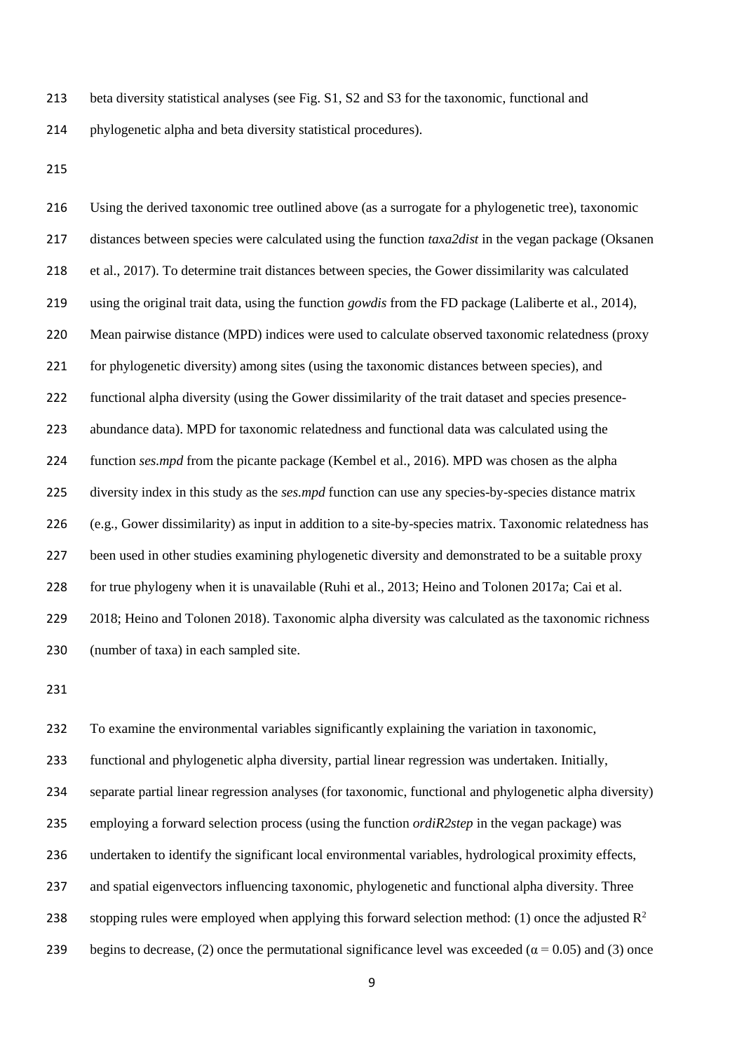beta diversity statistical analyses (see Fig. S1, S2 and S3 for the taxonomic, functional and phylogenetic alpha and beta diversity statistical procedures).

Using the derived taxonomic tree outlined above (as a surrogate for a phylogenetic tree), taxonomic distances between species were calculated using the function *taxa2dist* in the vegan package (Oksanen et al., 2017). To determine trait distances between species, the Gower dissimilarity was calculated using the original trait data, using the function *gowdis* from the FD package (Laliberte et al., 2014), Mean pairwise distance (MPD) indices were used to calculate observed taxonomic relatedness (proxy for phylogenetic diversity) among sites (using the taxonomic distances between species), and functional alpha diversity (using the Gower dissimilarity of the trait dataset and species presence-abundance data). MPD for taxonomic relatedness and functional data was calculated using the function *ses.mpd* from the picante package (Kembel et al., 2016). MPD was chosen as the alpha diversity index in this study as the *ses.mpd* function can use any species-by-species distance matrix (e.g., Gower dissimilarity) as input in addition to a site-by-species matrix. Taxonomic relatedness has been used in other studies examining phylogenetic diversity and demonstrated to be a suitable proxy for true phylogeny when it is unavailable (Ruhi et al., 2013; Heino and Tolonen 2017a; Cai et al. 2018; Heino and Tolonen 2018). Taxonomic alpha diversity was calculated as the taxonomic richness (number of taxa) in each sampled site.

To examine the environmental variables significantly explaining the variation in taxonomic, functional and phylogenetic alpha diversity, partial linear regression was undertaken. Initially, separate partial linear regression analyses (for taxonomic, functional and phylogenetic alpha diversity) employing a forward selection process (using the function *ordiR2step* in the vegan package) was undertaken to identify the significant local environmental variables, hydrological proximity effects, and spatial eigenvectors influencing taxonomic, phylogenetic and functional alpha diversity. Three stopping rules were employed when applying this forward selection method: (1) once the adjusted $R^2$ begins to decrease, (2) once the permutational significance level was exceeded ($\alpha = 0.05$) and (3) once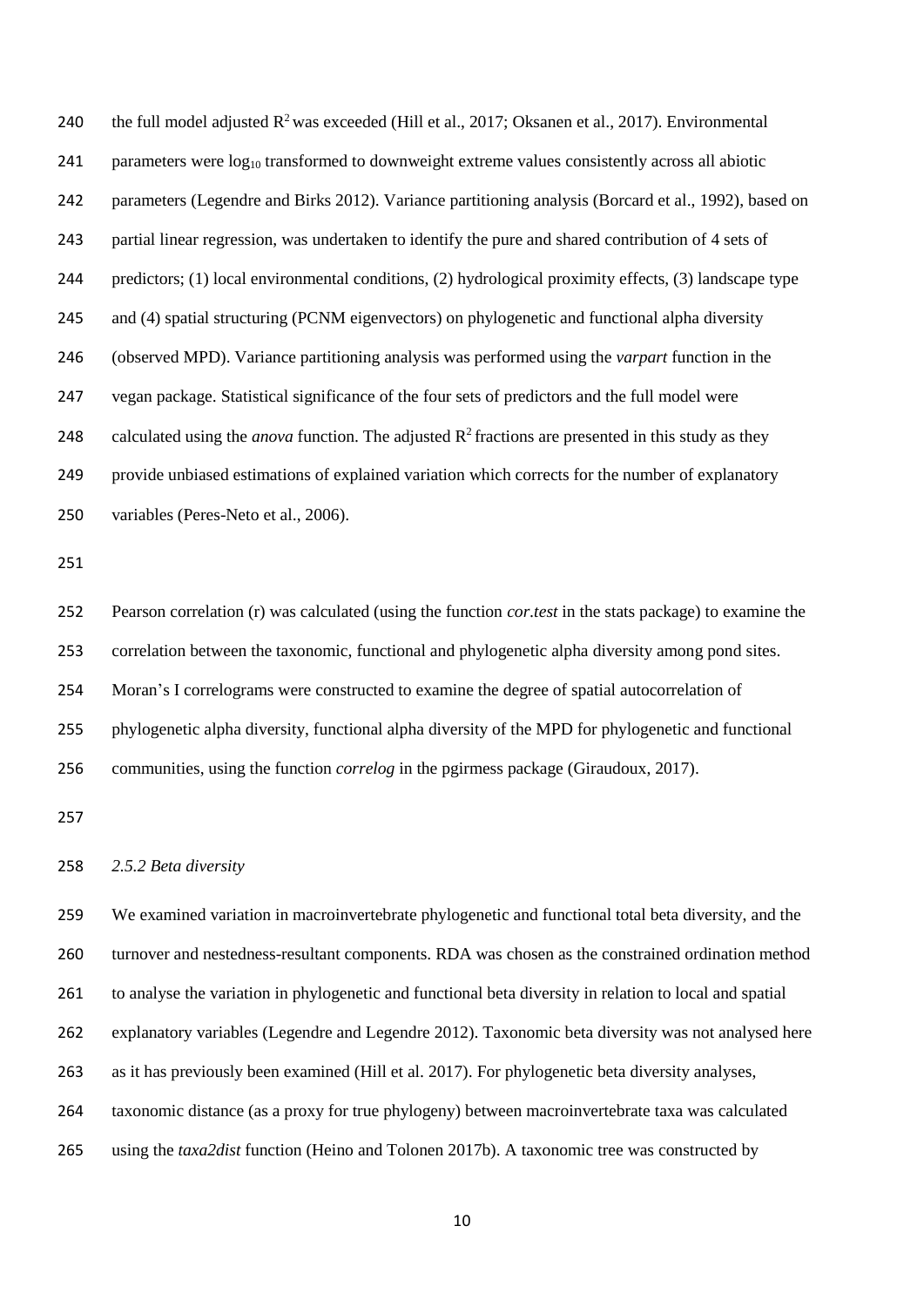the full model adjusted $R^2$ was exceeded (Hill et al., 2017; Oksanen et al., 2017). Environmental parameters were $\log_{10}$ transformed to downweight extreme values consistently across all abiotic parameters (Legendre and Birks 2012). Variance partitioning analysis (Borcard et al., 1992), based on partial linear regression, was undertaken to identify the pure and shared contribution of 4 sets of predictors; (1) local environmental conditions, (2) hydrological proximity effects, (3) landscape type and (4) spatial structuring (PCNM eigenvectors) on phylogenetic and functional alpha diversity (observed MPD). Variance partitioning analysis was performed using the *varpart* function in the vegan package. Statistical significance of the four sets of predictors and the full model were calculated using the *anova* function. The adjusted $R^2$ fractions are presented in this study as they provide unbiased estimations of explained variation which corrects for the number of explanatory variables (Peres-Neto et al., 2006).

Pearson correlation (r) was calculated (using the function *cor.test* in the stats package) to examine the correlation between the taxonomic, functional and phylogenetic alpha diversity among pond sites. Moran's I correlograms were constructed to examine the degree of spatial autocorrelation of phylogenetic alpha diversity, functional alpha diversity of the MPD for phylogenetic and functional communities, using the function *correlog* in the pgirmess package (Giraudoux, 2017).

*2.5.2 Beta diversity*

We examined variation in macroinvertebrate phylogenetic and functional total beta diversity, and the turnover and nestedness-resultant components. RDA was chosen as the constrained ordination method to analyse the variation in phylogenetic and functional beta diversity in relation to local and spatial explanatory variables (Legendre and Legendre 2012). Taxonomic beta diversity was not analysed here as it has previously been examined (Hill et al. 2017). For phylogenetic beta diversity analyses, taxonomic distance (as a proxy for true phylogeny) between macroinvertebrate taxa was calculated using the *taxa2dist* function (Heino and Tolonen 2017b). A taxonomic tree was constructed by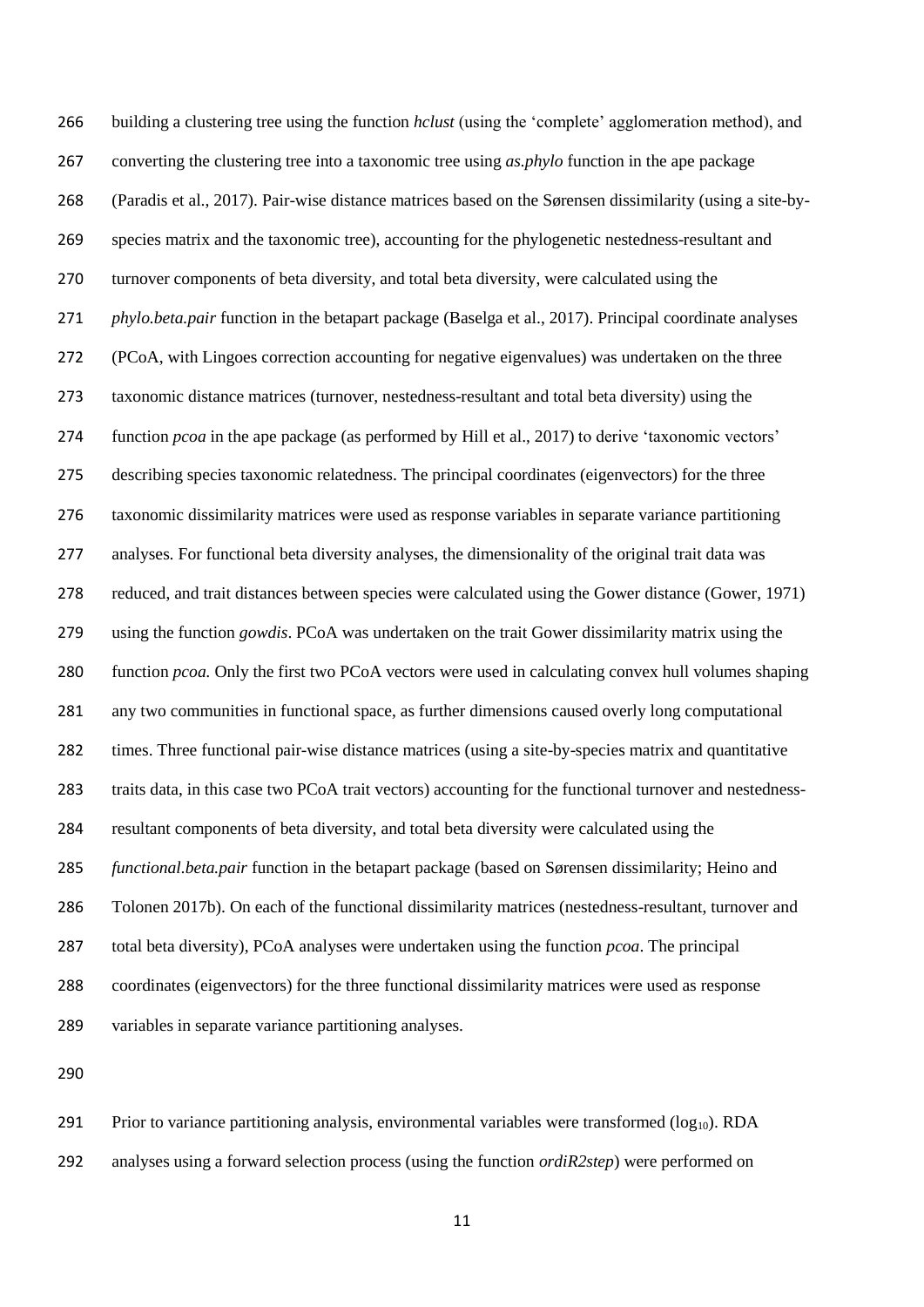building a clustering tree using the function *hclust* (using the 'complete' agglomeration method), and converting the clustering tree into a taxonomic tree using *as.phylo* function in the ape package (Paradis et al., 2017). Pair-wise distance matrices based on the Sørensen dissimilarity (using a site-by-species matrix and the taxonomic tree), accounting for the phylogenetic nestedness-resultant and turnover components of beta diversity, and total beta diversity, were calculated using the *phylo.beta.pair* function in the betapart package (Baselga et al., 2017). Principal coordinate analyses (PCoA, with Lingoes correction accounting for negative eigenvalues) was undertaken on the three taxonomic distance matrices (turnover, nestedness-resultant and total beta diversity) using the function *pcoa* in the ape package (as performed by Hill et al., 2017) to derive 'taxonomic vectors' describing species taxonomic relatedness. The principal coordinates (eigenvectors) for the three taxonomic dissimilarity matrices were used as response variables in separate variance partitioning analyses. For functional beta diversity analyses, the dimensionality of the original trait data was reduced, and trait distances between species were calculated using the Gower distance (Gower, 1971) using the function *gowdis*. PCoA was undertaken on the trait Gower dissimilarity matrix using the function *pcoa.* Only the first two PCoA vectors were used in calculating convex hull volumes shaping any two communities in functional space, as further dimensions caused overly long computational times. Three functional pair-wise distance matrices (using a site-by-species matrix and quantitative traits data, in this case two PCoA trait vectors) accounting for the functional turnover and nestedness-resultant components of beta diversity, and total beta diversity were calculated using the *functional.beta.pair* function in the betapart package (based on Sørensen dissimilarity; Heino and Tolonen 2017b). On each of the functional dissimilarity matrices (nestedness-resultant, turnover and total beta diversity), PCoA analyses were undertaken using the function *pcoa*. The principal coordinates (eigenvectors) for the three functional dissimilarity matrices were used as response variables in separate variance partitioning analyses.

Prior to variance partitioning analysis, environmental variables were transformed ($\log_{10}$). RDA analyses using a forward selection process (using the function *ordiR2step*) were performed on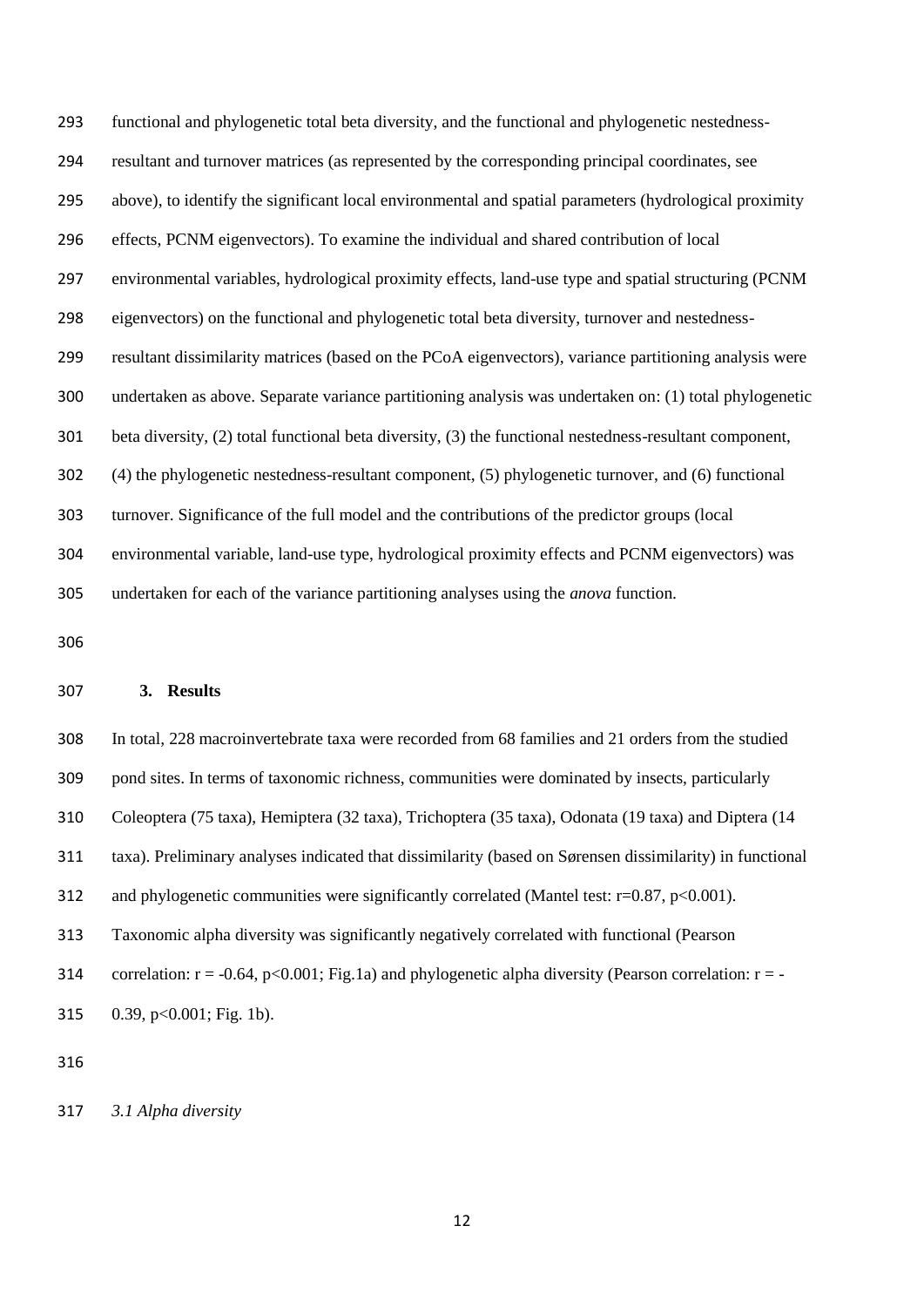functional and phylogenetic total beta diversity, and the functional and phylogenetic nestedness-resultant and turnover matrices (as represented by the corresponding principal coordinates, see above), to identify the significant local environmental and spatial parameters (hydrological proximity effects, PCNM eigenvectors). To examine the individual and shared contribution of local environmental variables, hydrological proximity effects, land-use type and spatial structuring (PCNM eigenvectors) on the functional and phylogenetic total beta diversity, turnover and nestedness-resultant dissimilarity matrices (based on the PCoA eigenvectors), variance partitioning analysis were undertaken as above. Separate variance partitioning analysis was undertaken on: (1) total phylogenetic beta diversity, (2) total functional beta diversity, (3) the functional nestedness-resultant component, (4) the phylogenetic nestedness-resultant component, (5) phylogenetic turnover, and (6) functional turnover. Significance of the full model and the contributions of the predictor groups (local environmental variable, land-use type, hydrological proximity effects and PCNM eigenvectors) was undertaken for each of the variance partitioning analyses using the *anova* function.

## 3. Results

In total, 228 macroinvertebrate taxa were recorded from 68 families and 21 orders from the studied pond sites. In terms of taxonomic richness, communities were dominated by insects, particularly Coleoptera (75 taxa), Hemiptera (32 taxa), Trichoptera (35 taxa), Odonata (19 taxa) and Diptera (14 taxa). Preliminary analyses indicated that dissimilarity (based on Sørensen dissimilarity) in functional and phylogenetic communities were significantly correlated (Mantel test: $r=0.87$, $p<0.001$). Taxonomic alpha diversity was significantly negatively correlated with functional (Pearson correlation: $r = -0.64$, $p<0.001$; Fig.1a) and phylogenetic alpha diversity (Pearson correlation: $r = -0.39$, $p<0.001$; Fig. 1b).

### *3.1 Alpha diversity*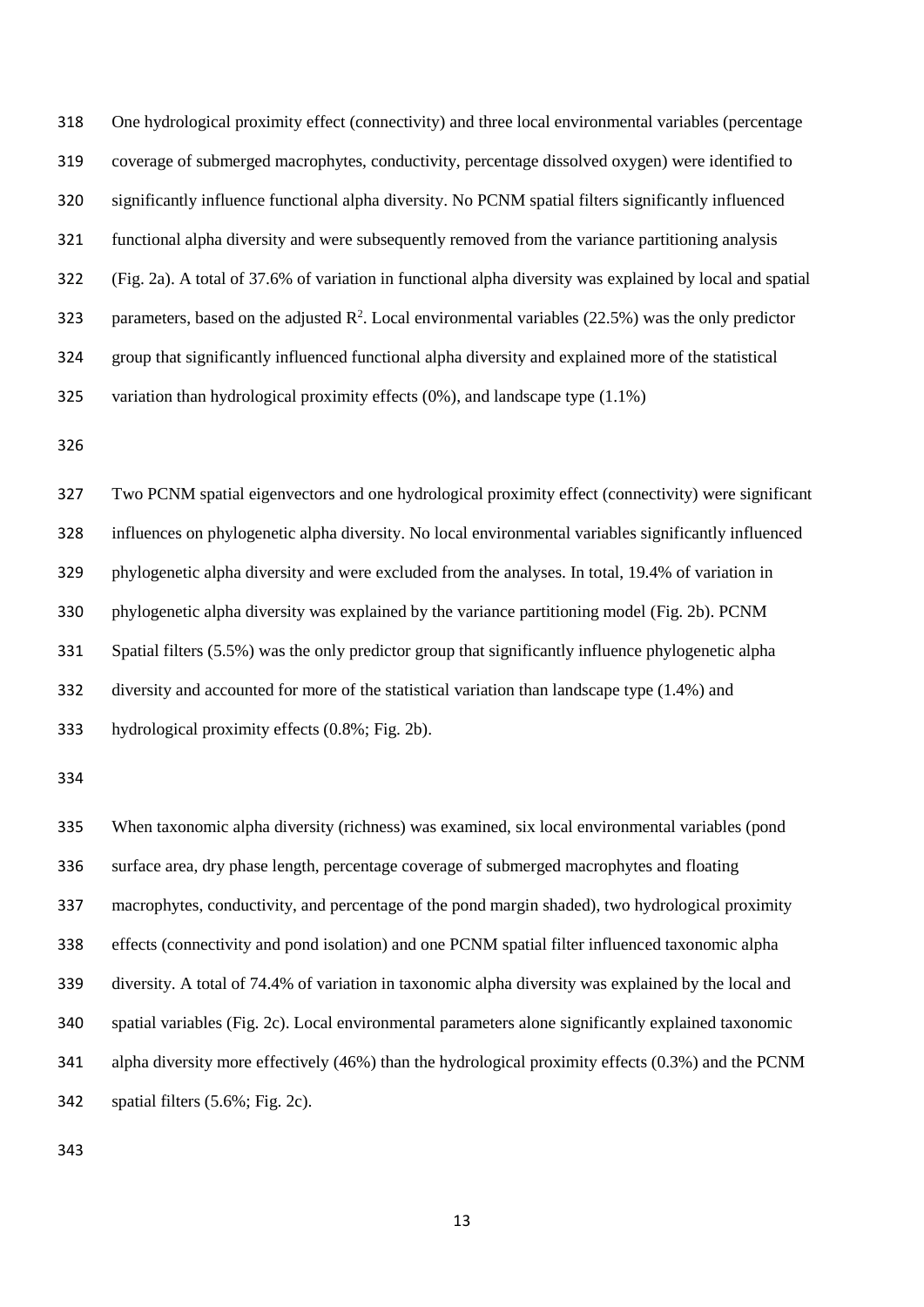One hydrological proximity effect (connectivity) and three local environmental variables (percentage coverage of submerged macrophytes, conductivity, percentage dissolved oxygen) were identified to significantly influence functional alpha diversity. No PCNM spatial filters significantly influenced functional alpha diversity and were subsequently removed from the variance partitioning analysis (Fig. 2a). A total of 37.6% of variation in functional alpha diversity was explained by local and spatial parameters, based on the adjusted $R^2$. Local environmental variables (22.5%) was the only predictor group that significantly influenced functional alpha diversity and explained more of the statistical variation than hydrological proximity effects (0%), and landscape type (1.1%)

Two PCNM spatial eigenvectors and one hydrological proximity effect (connectivity) were significant influences on phylogenetic alpha diversity. No local environmental variables significantly influenced phylogenetic alpha diversity and were excluded from the analyses. In total, 19.4% of variation in phylogenetic alpha diversity was explained by the variance partitioning model (Fig. 2b). PCNM Spatial filters (5.5%) was the only predictor group that significantly influence phylogenetic alpha diversity and accounted for more of the statistical variation than landscape type (1.4%) and hydrological proximity effects (0.8%; Fig. 2b).

When taxonomic alpha diversity (richness) was examined, six local environmental variables (pond surface area, dry phase length, percentage coverage of submerged macrophytes and floating macrophytes, conductivity, and percentage of the pond margin shaded), two hydrological proximity effects (connectivity and pond isolation) and one PCNM spatial filter influenced taxonomic alpha diversity. A total of 74.4% of variation in taxonomic alpha diversity was explained by the local and spatial variables (Fig. 2c). Local environmental parameters alone significantly explained taxonomic alpha diversity more effectively (46%) than the hydrological proximity effects (0.3%) and the PCNM spatial filters (5.6%; Fig. 2c).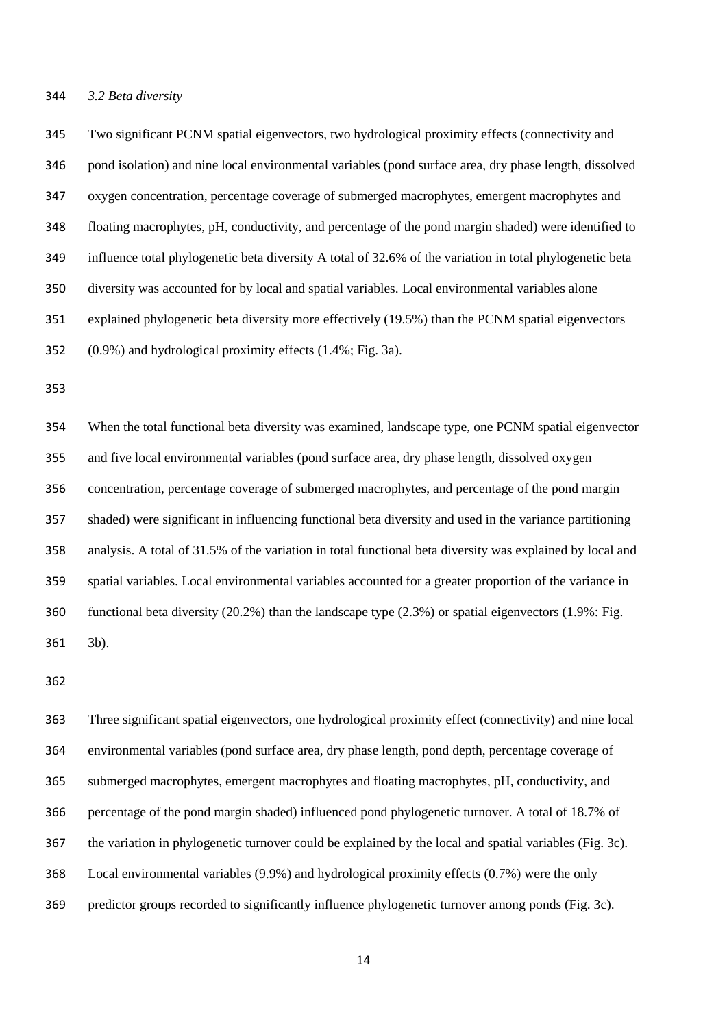*3.2 Beta diversity*

Two significant PCNM spatial eigenvectors, two hydrological proximity effects (connectivity and pond isolation) and nine local environmental variables (pond surface area, dry phase length, dissolved oxygen concentration, percentage coverage of submerged macrophytes, emergent macrophytes and floating macrophytes, pH, conductivity, and percentage of the pond margin shaded) were identified to influence total phylogenetic beta diversity A total of 32.6% of the variation in total phylogenetic beta diversity was accounted for by local and spatial variables. Local environmental variables alone explained phylogenetic beta diversity more effectively (19.5%) than the PCNM spatial eigenvectors (0.9%) and hydrological proximity effects (1.4%; Fig. 3a).

When the total functional beta diversity was examined, landscape type, one PCNM spatial eigenvector and five local environmental variables (pond surface area, dry phase length, dissolved oxygen concentration, percentage coverage of submerged macrophytes, and percentage of the pond margin shaded) were significant in influencing functional beta diversity and used in the variance partitioning analysis. A total of 31.5% of the variation in total functional beta diversity was explained by local and spatial variables. Local environmental variables accounted for a greater proportion of the variance in functional beta diversity (20.2%) than the landscape type (2.3%) or spatial eigenvectors (1.9%: Fig. 3b).

Three significant spatial eigenvectors, one hydrological proximity effect (connectivity) and nine local environmental variables (pond surface area, dry phase length, pond depth, percentage coverage of submerged macrophytes, emergent macrophytes and floating macrophytes, pH, conductivity, and percentage of the pond margin shaded) influenced pond phylogenetic turnover. A total of 18.7% of the variation in phylogenetic turnover could be explained by the local and spatial variables (Fig. 3c). Local environmental variables (9.9%) and hydrological proximity effects (0.7%) were the only predictor groups recorded to significantly influence phylogenetic turnover among ponds (Fig. 3c).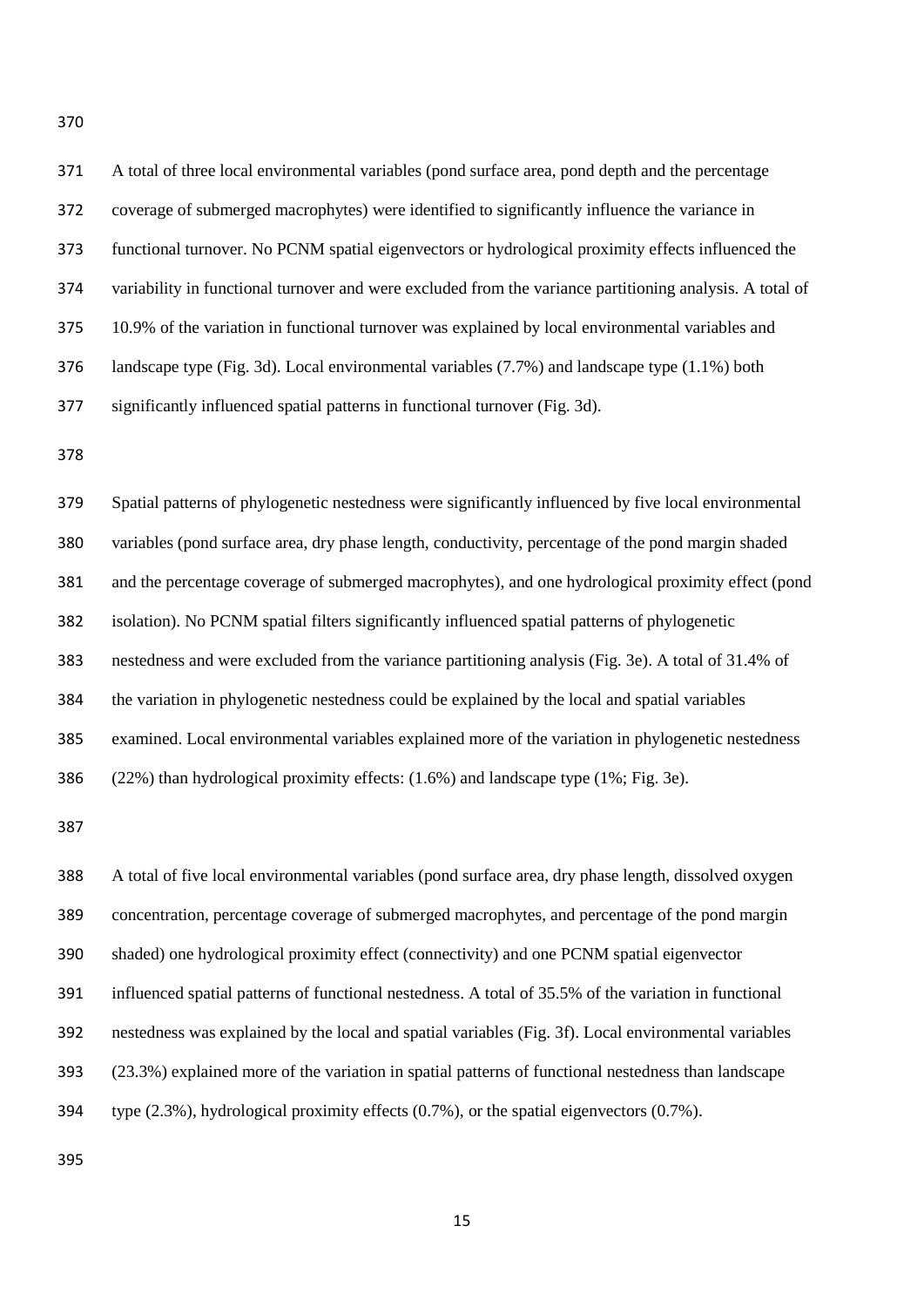A total of three local environmental variables (pond surface area, pond depth and the percentage coverage of submerged macrophytes) were identified to significantly influence the variance in functional turnover. No PCNM spatial eigenvectors or hydrological proximity effects influenced the variability in functional turnover and were excluded from the variance partitioning analysis. A total of 10.9% of the variation in functional turnover was explained by local environmental variables and landscape type (Fig. 3d). Local environmental variables (7.7%) and landscape type (1.1%) both significantly influenced spatial patterns in functional turnover (Fig. 3d).

Spatial patterns of phylogenetic nestedness were significantly influenced by five local environmental variables (pond surface area, dry phase length, conductivity, percentage of the pond margin shaded and the percentage coverage of submerged macrophytes), and one hydrological proximity effect (pond isolation). No PCNM spatial filters significantly influenced spatial patterns of phylogenetic nestedness and were excluded from the variance partitioning analysis (Fig. 3e). A total of 31.4% of the variation in phylogenetic nestedness could be explained by the local and spatial variables examined. Local environmental variables explained more of the variation in phylogenetic nestedness (22%) than hydrological proximity effects: (1.6%) and landscape type (1%; Fig. 3e).

A total of five local environmental variables (pond surface area, dry phase length, dissolved oxygen concentration, percentage coverage of submerged macrophytes, and percentage of the pond margin shaded) one hydrological proximity effect (connectivity) and one PCNM spatial eigenvector influenced spatial patterns of functional nestedness. A total of 35.5% of the variation in functional nestedness was explained by the local and spatial variables (Fig. 3f). Local environmental variables (23.3%) explained more of the variation in spatial patterns of functional nestedness than landscape type (2.3%), hydrological proximity effects (0.7%), or the spatial eigenvectors (0.7%).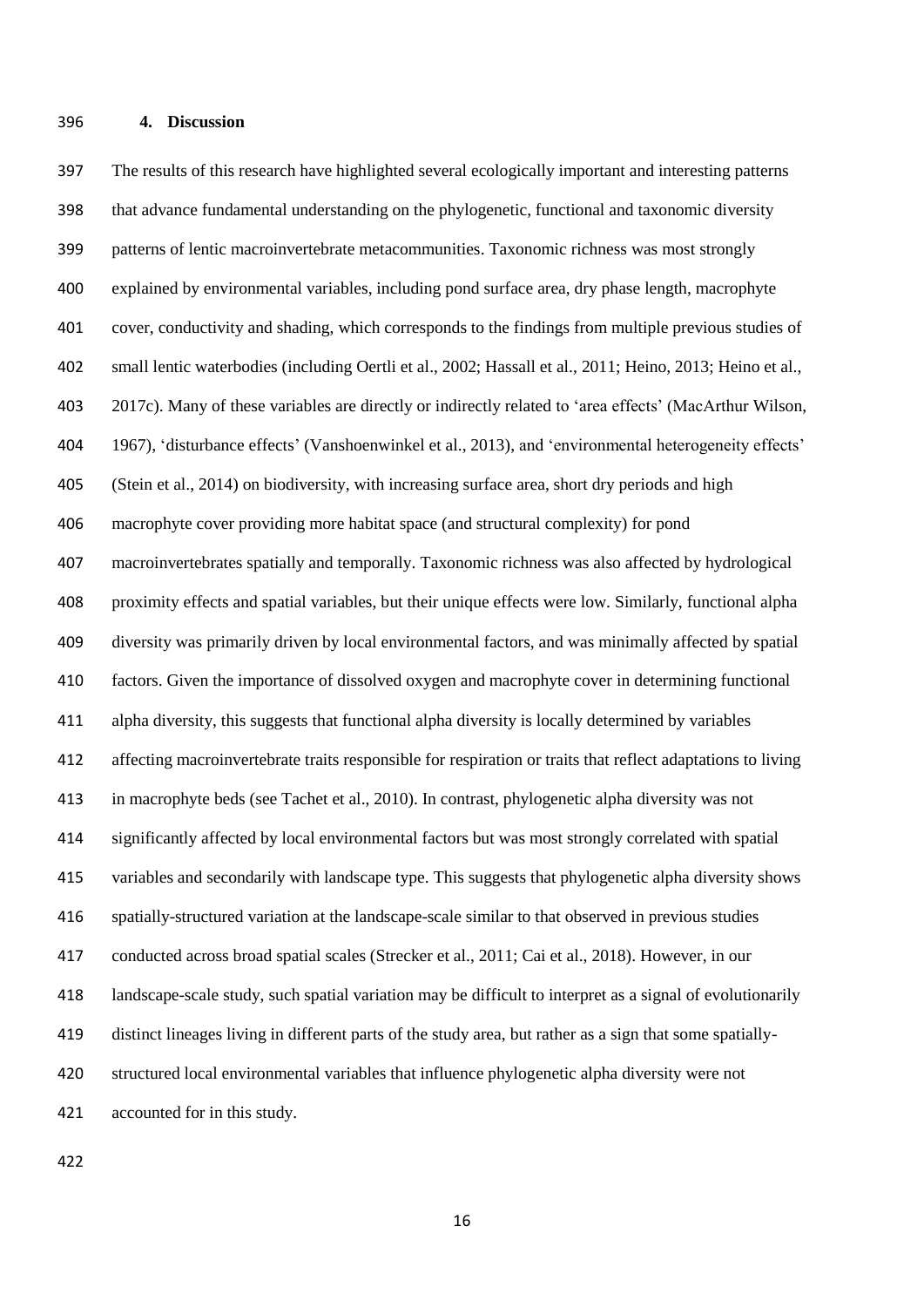## 4. Discussion

The results of this research have highlighted several ecologically important and interesting patterns that advance fundamental understanding on the phylogenetic, functional and taxonomic diversity patterns of lentic macroinvertebrate metacommunities. Taxonomic richness was most strongly explained by environmental variables, including pond surface area, dry phase length, macrophyte cover, conductivity and shading, which corresponds to the findings from multiple previous studies of small lentic waterbodies (including Oertli et al., 2002; Hassall et al., 2011; Heino, 2013; Heino et al., 2017c). Many of these variables are directly or indirectly related to 'area effects' (MacArthur Wilson, 1967), 'disturbance effects' (Vanshoenwinkel et al., 2013), and 'environmental heterogeneity effects' (Stein et al., 2014) on biodiversity, with increasing surface area, short dry periods and high macrophyte cover providing more habitat space (and structural complexity) for pond macroinvertebrates spatially and temporally. Taxonomic richness was also affected by hydrological proximity effects and spatial variables, but their unique effects were low. Similarly, functional alpha diversity was primarily driven by local environmental factors, and was minimally affected by spatial factors. Given the importance of dissolved oxygen and macrophyte cover in determining functional alpha diversity, this suggests that functional alpha diversity is locally determined by variables affecting macroinvertebrate traits responsible for respiration or traits that reflect adaptations to living in macrophyte beds (see Tachet et al., 2010). In contrast, phylogenetic alpha diversity was not significantly affected by local environmental factors but was most strongly correlated with spatial variables and secondarily with landscape type. This suggests that phylogenetic alpha diversity shows spatially-structured variation at the landscape-scale similar to that observed in previous studies conducted across broad spatial scales (Strecker et al., 2011; Cai et al., 2018). However, in our landscape-scale study, such spatial variation may be difficult to interpret as a signal of evolutionarily distinct lineages living in different parts of the study area, but rather as a sign that some spatially-structured local environmental variables that influence phylogenetic alpha diversity were not accounted for in this study.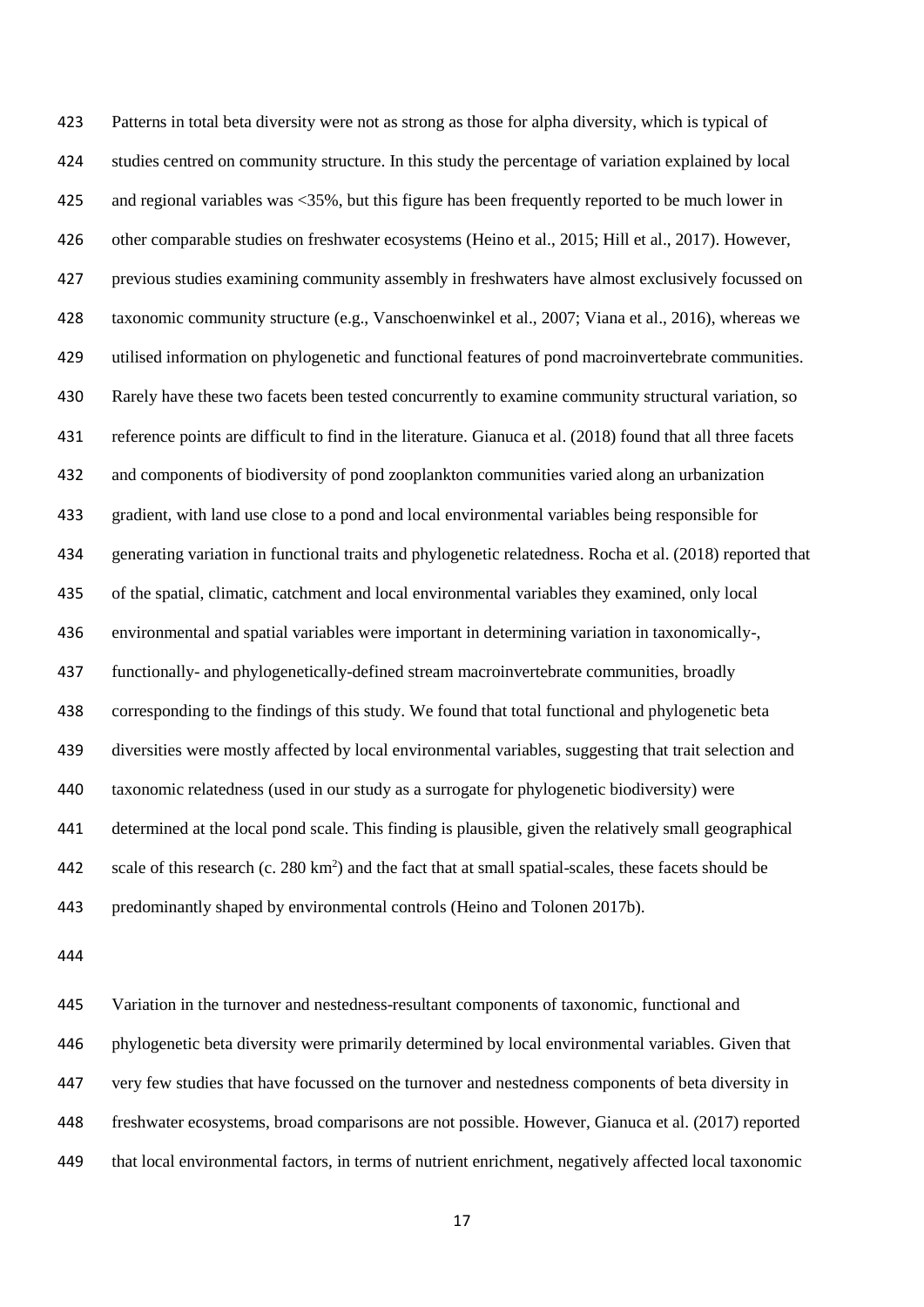Patterns in total beta diversity were not as strong as those for alpha diversity, which is typical of studies centred on community structure. In this study the percentage of variation explained by local and regional variables was <35%, but this figure has been frequently reported to be much lower in other comparable studies on freshwater ecosystems (Heino et al., 2015; Hill et al., 2017). However, previous studies examining community assembly in freshwaters have almost exclusively focussed on taxonomic community structure (e.g., Vanschoenwinkel et al., 2007; Viana et al., 2016), whereas we utilised information on phylogenetic and functional features of pond macroinvertebrate communities. Rarely have these two facets been tested concurrently to examine community structural variation, so reference points are difficult to find in the literature. Gianuca et al. (2018) found that all three facets and components of biodiversity of pond zooplankton communities varied along an urbanization gradient, with land use close to a pond and local environmental variables being responsible for generating variation in functional traits and phylogenetic relatedness. Rocha et al. (2018) reported that of the spatial, climatic, catchment and local environmental variables they examined, only local environmental and spatial variables were important in determining variation in taxonomically-, functionally- and phylogenetically-defined stream macroinvertebrate communities, broadly corresponding to the findings of this study. We found that total functional and phylogenetic beta diversities were mostly affected by local environmental variables, suggesting that trait selection and taxonomic relatedness (used in our study as a surrogate for phylogenetic biodiversity) were determined at the local pond scale. This finding is plausible, given the relatively small geographical scale of this research (c. 280 $km^2$) and the fact that at small spatial-scales, these facets should be predominantly shaped by environmental controls (Heino and Tolonen 2017b).

Variation in the turnover and nestedness-resultant components of taxonomic, functional and phylogenetic beta diversity were primarily determined by local environmental variables. Given that very few studies that have focussed on the turnover and nestedness components of beta diversity in freshwater ecosystems, broad comparisons are not possible. However, Gianuca et al. (2017) reported that local environmental factors, in terms of nutrient enrichment, negatively affected local taxonomic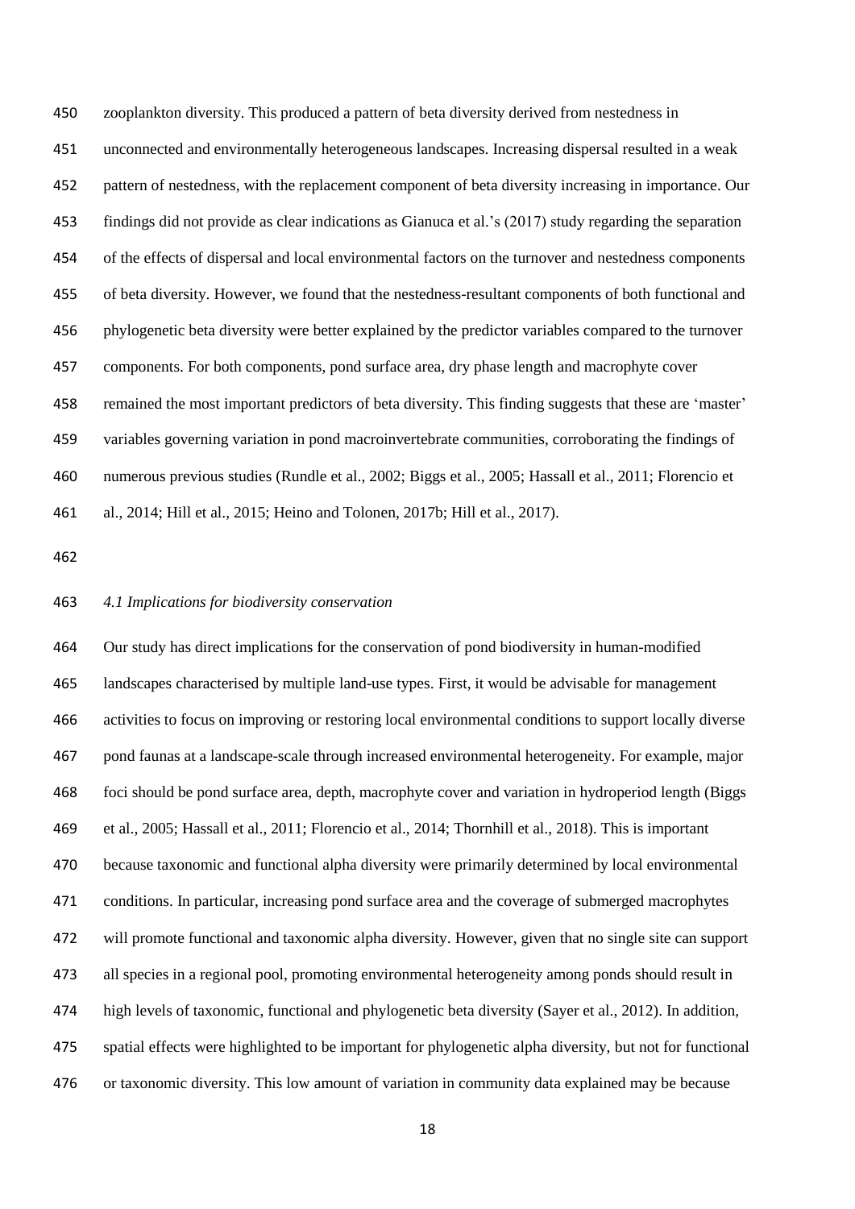zooplankton diversity. This produced a pattern of beta diversity derived from nestedness in unconnected and environmentally heterogeneous landscapes. Increasing dispersal resulted in a weak pattern of nestedness, with the replacement component of beta diversity increasing in importance. Our findings did not provide as clear indications as Gianuca et al.'s (2017) study regarding the separation of the effects of dispersal and local environmental factors on the turnover and nestedness components of beta diversity. However, we found that the nestedness-resultant components of both functional and phylogenetic beta diversity were better explained by the predictor variables compared to the turnover components. For both components, pond surface area, dry phase length and macrophyte cover remained the most important predictors of beta diversity. This finding suggests that these are 'master' variables governing variation in pond macroinvertebrate communities, corroborating the findings of numerous previous studies (Rundle et al., 2002; Biggs et al., 2005; Hassall et al., 2011; Florencio et al., 2014; Hill et al., 2015; Heino and Tolonen, 2017b; Hill et al., 2017).

### *4.1 Implications for biodiversity conservation*

Our study has direct implications for the conservation of pond biodiversity in human-modified landscapes characterised by multiple land-use types. First, it would be advisable for management activities to focus on improving or restoring local environmental conditions to support locally diverse pond faunas at a landscape-scale through increased environmental heterogeneity. For example, major foci should be pond surface area, depth, macrophyte cover and variation in hydroperiod length (Biggs et al., 2005; Hassall et al., 2011; Florencio et al., 2014; Thornhill et al., 2018). This is important because taxonomic and functional alpha diversity were primarily determined by local environmental conditions. In particular, increasing pond surface area and the coverage of submerged macrophytes will promote functional and taxonomic alpha diversity. However, given that no single site can support all species in a regional pool, promoting environmental heterogeneity among ponds should result in high levels of taxonomic, functional and phylogenetic beta diversity (Sayer et al., 2012). In addition, spatial effects were highlighted to be important for phylogenetic alpha diversity, but not for functional or taxonomic diversity. This low amount of variation in community data explained may be because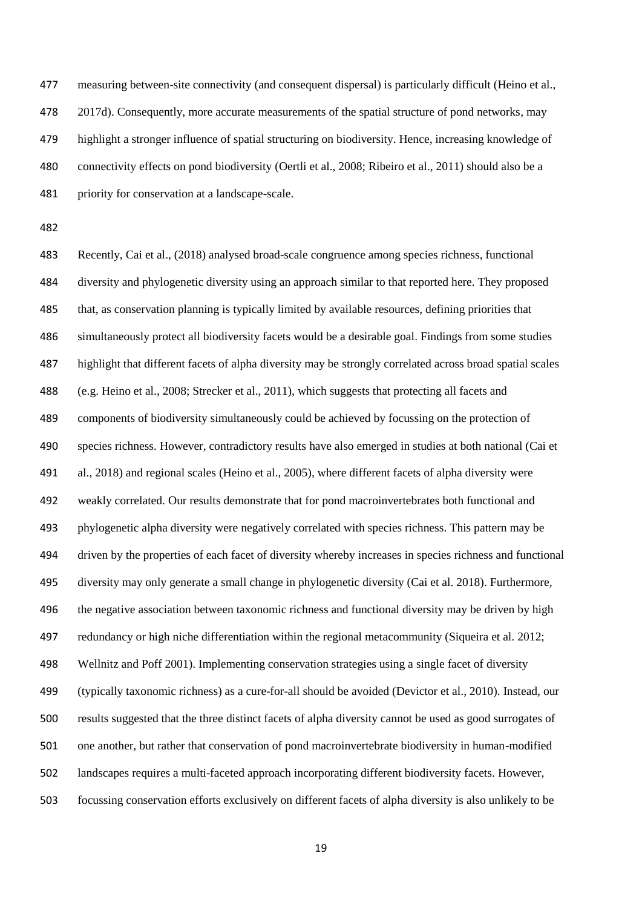measuring between-site connectivity (and consequent dispersal) is particularly difficult (Heino et al., 2017d). Consequently, more accurate measurements of the spatial structure of pond networks, may highlight a stronger influence of spatial structuring on biodiversity. Hence, increasing knowledge of connectivity effects on pond biodiversity (Oertli et al., 2008; Ribeiro et al., 2011) should also be a priority for conservation at a landscape-scale.

Recently, Cai et al., (2018) analysed broad-scale congruence among species richness, functional diversity and phylogenetic diversity using an approach similar to that reported here. They proposed that, as conservation planning is typically limited by available resources, defining priorities that simultaneously protect all biodiversity facets would be a desirable goal. Findings from some studies highlight that different facets of alpha diversity may be strongly correlated across broad spatial scales (e.g. Heino et al., 2008; Strecker et al., 2011), which suggests that protecting all facets and components of biodiversity simultaneously could be achieved by focussing on the protection of species richness. However, contradictory results have also emerged in studies at both national (Cai et al., 2018) and regional scales (Heino et al., 2005), where different facets of alpha diversity were weakly correlated. Our results demonstrate that for pond macroinvertebrates both functional and phylogenetic alpha diversity were negatively correlated with species richness. This pattern may be driven by the properties of each facet of diversity whereby increases in species richness and functional diversity may only generate a small change in phylogenetic diversity (Cai et al. 2018). Furthermore, the negative association between taxonomic richness and functional diversity may be driven by high redundancy or high niche differentiation within the regional metacommunity (Siqueira et al. 2012; Wellnitz and Poff 2001). Implementing conservation strategies using a single facet of diversity (typically taxonomic richness) as a cure-for-all should be avoided (Devictor et al., 2010). Instead, our results suggested that the three distinct facets of alpha diversity cannot be used as good surrogates of one another, but rather that conservation of pond macroinvertebrate biodiversity in human-modified landscapes requires a multi-faceted approach incorporating different biodiversity facets. However, focussing conservation efforts exclusively on different facets of alpha diversity is also unlikely to be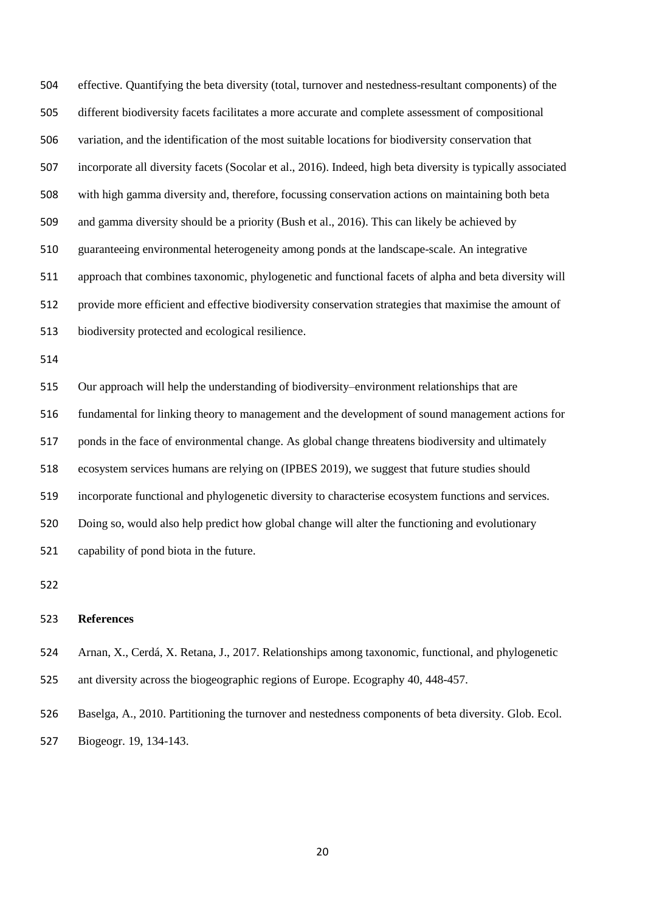effective. Quantifying the beta diversity (total, turnover and nestedness-resultant components) of the different biodiversity facets facilitates a more accurate and complete assessment of compositional variation, and the identification of the most suitable locations for biodiversity conservation that incorporate all diversity facets (Socolar et al., 2016). Indeed, high beta diversity is typically associated with high gamma diversity and, therefore, focussing conservation actions on maintaining both beta and gamma diversity should be a priority (Bush et al., 2016). This can likely be achieved by guaranteeing environmental heterogeneity among ponds at the landscape-scale. An integrative approach that combines taxonomic, phylogenetic and functional facets of alpha and beta diversity will provide more efficient and effective biodiversity conservation strategies that maximise the amount of biodiversity protected and ecological resilience.

Our approach will help the understanding of biodiversity–environment relationships that are fundamental for linking theory to management and the development of sound management actions for ponds in the face of environmental change. As global change threatens biodiversity and ultimately ecosystem services humans are relying on (IPBES 2019), we suggest that future studies should incorporate functional and phylogenetic diversity to characterise ecosystem functions and services. Doing so, would also help predict how global change will alter the functioning and evolutionary capability of pond biota in the future.

## References

Arnan, X., Cerdá, X. Retana, J., 2017. Relationships among taxonomic, functional, and phylogenetic ant diversity across the biogeographic regions of Europe. Ecography 40, 448-457.

Baselga, A., 2010. Partitioning the turnover and nestedness components of beta diversity. Glob. Ecol. Biogeogr. 19, 134-143.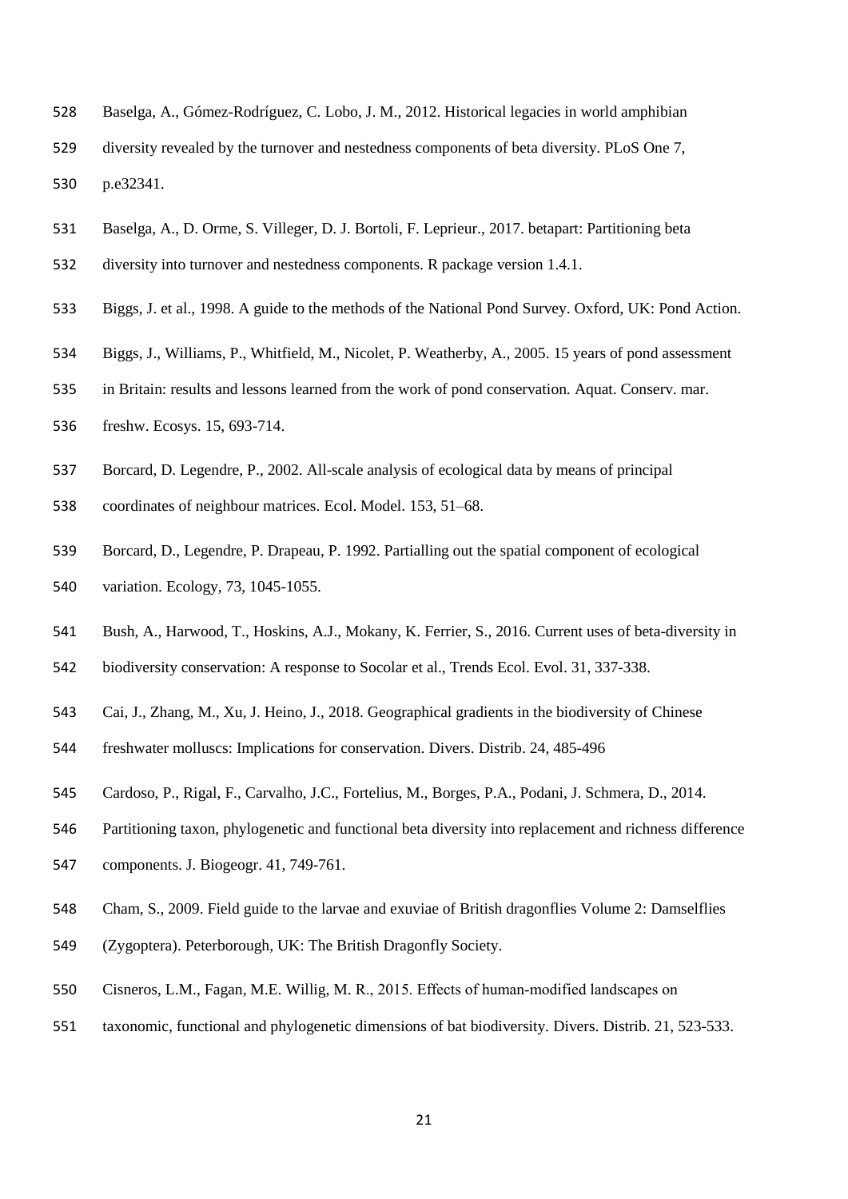Baselga, A., Gómez-Rodríguez, C. Lobo, J. M., 2012. Historical legacies in world amphibian diversity revealed by the turnover and nestedness components of beta diversity. PLoS One 7, p.e32341.

Baselga, A., D. Orme, S. Villeger, D. J. Bortoli, F. Leprieur., 2017. betapart: Partitioning beta diversity into turnover and nestedness components. R package version 1.4.1.

Biggs, J. et al., 1998. A guide to the methods of the National Pond Survey. Oxford, UK: Pond Action.

Biggs, J., Williams, P., Whitfield, M., Nicolet, P. Weatherby, A., 2005. 15 years of pond assessment in Britain: results and lessons learned from the work of pond conservation. Aquat. Conserv. mar. freshw. Ecosys. 15, 693-714.

Borcard, D. Legendre, P., 2002. All-scale analysis of ecological data by means of principal coordinates of neighbour matrices. Ecol. Model. 153, 51–68.

Borcard, D., Legendre, P. Drapeau, P. 1992. Partialling out the spatial component of ecological variation. Ecology, 73, 1045-1055.

Bush, A., Harwood, T., Hoskins, A.J., Mokany, K. Ferrier, S., 2016. Current uses of beta-diversity in biodiversity conservation: A response to Socolar et al., Trends Ecol. Evol. 31, 337-338.

Cai, J., Zhang, M., Xu, J. Heino, J., 2018. Geographical gradients in the biodiversity of Chinese freshwater molluscs: Implications for conservation. Divers. Distrib. 24, 485-496

Cardoso, P., Rigal, F., Carvalho, J.C., Fortelius, M., Borges, P.A., Podani, J. Schmera, D., 2014. Partitioning taxon, phylogenetic and functional beta diversity into replacement and richness difference components. J. Biogeogr. 41, 749-761.

Cham, S., 2009. Field guide to the larvae and exuviae of British dragonflies Volume 2: Damselflies (Zygoptera). Peterborough, UK: The British Dragonfly Society.

Cisneros, L.M., Fagan, M.E. Willig, M. R., 2015. Effects of human-modified landscapes on taxonomic, functional and phylogenetic dimensions of bat biodiversity. Divers. Distrib. 21, 523-533.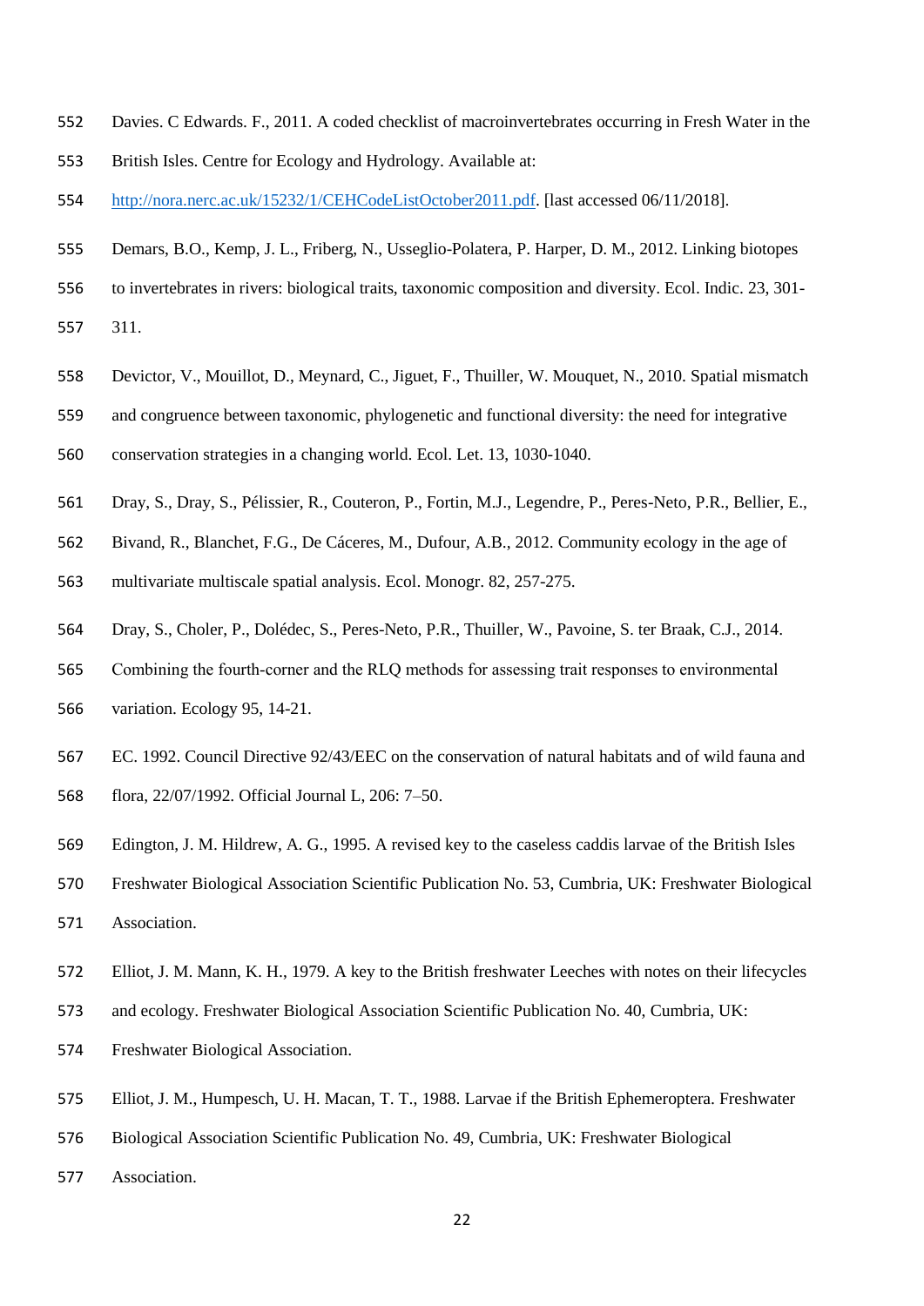552 Davies. C Edwards. F., 2011. A coded checklist of macroinvertebrates occurring in Fresh Water in the
553 British Isles. Centre for Ecology and Hydrology. Available at:
554 http://nora.nerc.ac.uk/15232/1/CEHCodeListOctober2011.pdf. [last accessed 06/11/2018].

555 Demars, B.O., Kemp, J. L., Friberg, N., Usseglio-Polatera, P. Harper, D. M., 2012. Linking biotopes
556 to invertebrates in rivers: biological traits, taxonomic composition and diversity. Ecol. Indic. 23, 301-
557 311.

558 Devictor, V., Mouillot, D., Meynard, C., Jiguet, F., Thuiller, W. Mouquet, N., 2010. Spatial mismatch
559 and congruence between taxonomic, phylogenetic and functional diversity: the need for integrative
560 conservation strategies in a changing world. Ecol. Let. 13, 1030-1040.

561 Dray, S., Dray, S., Pélissier, R., Couteron, P., Fortin, M.J., Legendre, P., Peres-Neto, P.R., Bellier, E.,
562 Bivand, R., Blanchet, F.G., De Cáceres, M., Dufour, A.B., 2012. Community ecology in the age of
563 multivariate multiscale spatial analysis. Ecol. Monogr. 82, 257-275.

564 Dray, S., Choler, P., Dolédec, S., Peres-Neto, P.R., Thuiller, W., Pavoine, S. ter Braak, C.J., 2014.
565 Combining the fourth-corner and the RLQ methods for assessing trait responses to environmental
566 variation. Ecology 95, 14-21.

567 EC. 1992. Council Directive 92/43/EEC on the conservation of natural habitats and of wild fauna and
568 flora, 22/07/1992. Official Journal L, 206: 7–50.

569 Edington, J. M. Hildrew, A. G., 1995. A revised key to the caseless caddis larvae of the British Isles
570 Freshwater Biological Association Scientific Publication No. 53, Cumbria, UK: Freshwater Biological
571 Association.

572 Elliot, J. M. Mann, K. H., 1979. A key to the British freshwater Leeches with notes on their lifecycles
573 and ecology. Freshwater Biological Association Scientific Publication No. 40, Cumbria, UK:
574 Freshwater Biological Association.

575 Elliot, J. M., Humpesch, U. H. Macan, T. T., 1988. Larvae if the British Ephemeroptera. Freshwater
576 Biological Association Scientific Publication No. 49, Cumbria, UK: Freshwater Biological
577 Association.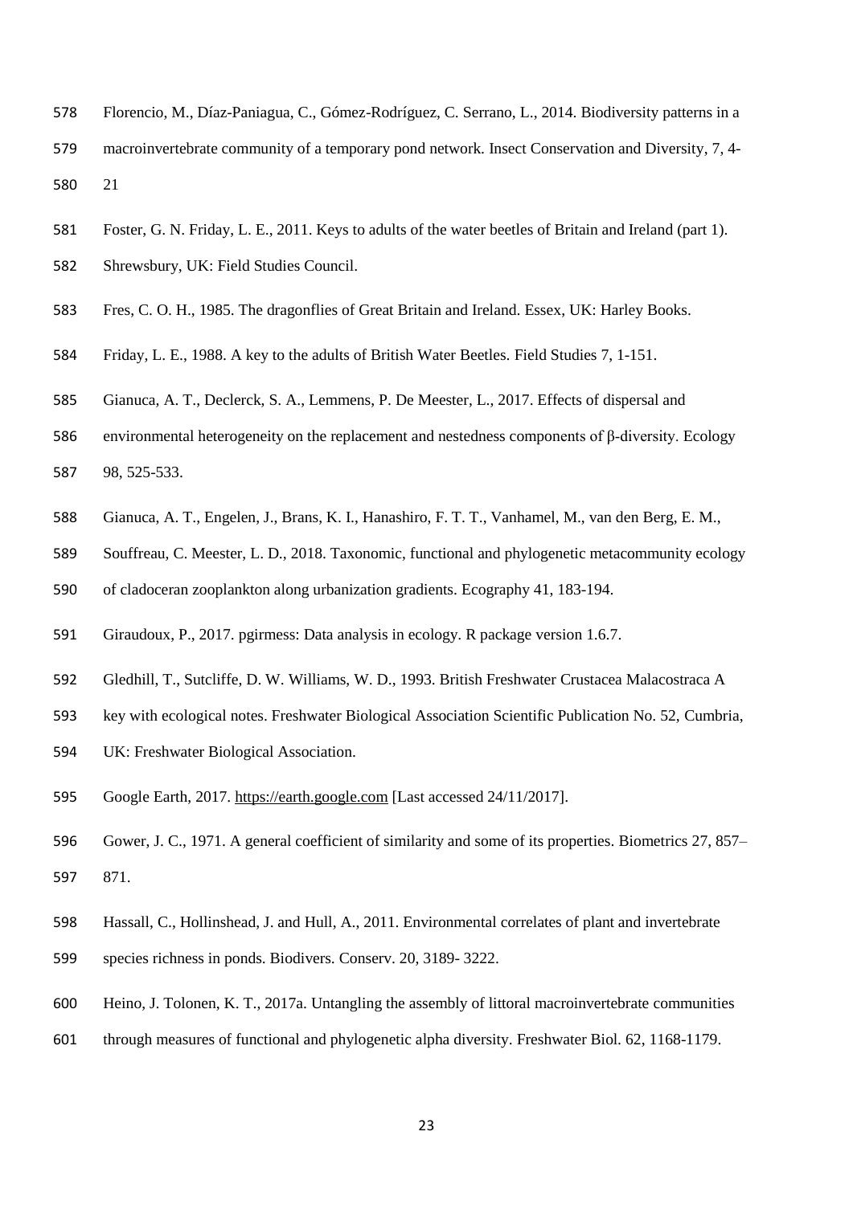Florencio, M., Díaz-Paniagua, C., Gómez-Rodríguez, C. Serrano, L., 2014. Biodiversity patterns in a macroinvertebrate community of a temporary pond network. Insect Conservation and Diversity, 7, 4-21

Foster, G. N. Friday, L. E., 2011. Keys to adults of the water beetles of Britain and Ireland (part 1). Shrewsbury, UK: Field Studies Council.

Fres, C. O. H., 1985. The dragonflies of Great Britain and Ireland. Essex, UK: Harley Books.

Friday, L. E., 1988. A key to the adults of British Water Beetles. Field Studies 7, 1-151.

Gianuca, A. T., Declerck, S. A., Lemmens, P. De Meester, L., 2017. Effects of dispersal and environmental heterogeneity on the replacement and nestedness components of β-diversity. Ecology 98, 525-533.

Gianuca, A. T., Engelen, J., Brans, K. I., Hanashiro, F. T. T., Vanhamel, M., van den Berg, E. M., Souffreau, C. Meester, L. D., 2018. Taxonomic, functional and phylogenetic metacommunity ecology of cladoceran zooplankton along urbanization gradients. Ecography 41, 183-194.

Giraudoux, P., 2017. pgirmess: Data analysis in ecology. R package version 1.6.7.

Gledhill, T., Sutcliffe, D. W. Williams, W. D., 1993. British Freshwater Crustacea Malacostraca A key with ecological notes. Freshwater Biological Association Scientific Publication No. 52, Cumbria, UK: Freshwater Biological Association.

Google Earth, 2017. https://earth.google.com [Last accessed 24/11/2017].

Gower, J. C., 1971. A general coefficient of similarity and some of its properties. Biometrics 27, 857–871.

Hassall, C., Hollinshead, J. and Hull, A., 2011. Environmental correlates of plant and invertebrate species richness in ponds. Biodivers. Conserv. 20, 3189- 3222.

Heino, J. Tolonen, K. T., 2017a. Untangling the assembly of littoral macroinvertebrate communities through measures of functional and phylogenetic alpha diversity. Freshwater Biol. 62, 1168-1179.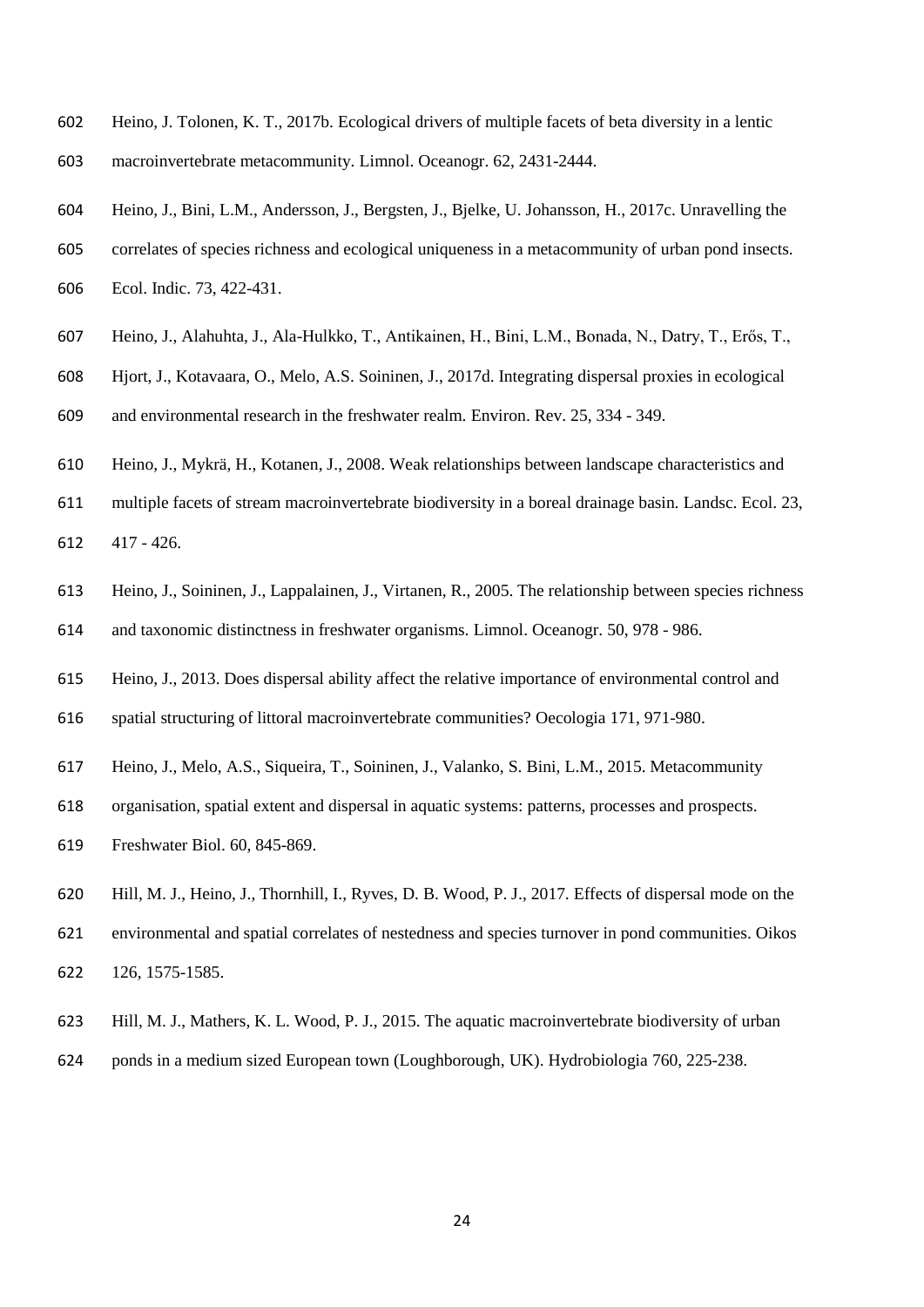Heino, J. Tolonen, K. T., 2017b. Ecological drivers of multiple facets of beta diversity in a lentic macroinvertebrate metacommunity. Limnol. Oceanogr. 62, 2431-2444.

Heino, J., Bini, L.M., Andersson, J., Bergsten, J., Bjelke, U. Johansson, H., 2017c. Unravelling the correlates of species richness and ecological uniqueness in a metacommunity of urban pond insects. Ecol. Indic. 73, 422-431.

Heino, J., Alahuhta, J., Ala-Hulkko, T., Antikainen, H., Bini, L.M., Bonada, N., Datry, T., Erős, T., Hjort, J., Kotavaara, O., Melo, A.S. Soininen, J., 2017d. Integrating dispersal proxies in ecological and environmental research in the freshwater realm. Environ. Rev. 25, 334 - 349.

Heino, J., Mykrä, H., Kotanen, J., 2008. Weak relationships between landscape characteristics and multiple facets of stream macroinvertebrate biodiversity in a boreal drainage basin. Landsc. Ecol. 23, 417 - 426.

Heino, J., Soininen, J., Lappalainen, J., Virtanen, R., 2005. The relationship between species richness and taxonomic distinctness in freshwater organisms. Limnol. Oceanogr. 50, 978 - 986.

Heino, J., 2013. Does dispersal ability affect the relative importance of environmental control and spatial structuring of littoral macroinvertebrate communities? Oecologia 171, 971-980.

Heino, J., Melo, A.S., Siqueira, T., Soininen, J., Valanko, S. Bini, L.M., 2015. Metacommunity organisation, spatial extent and dispersal in aquatic systems: patterns, processes and prospects. Freshwater Biol. 60, 845-869.

Hill, M. J., Heino, J., Thornhill, I., Ryves, D. B. Wood, P. J., 2017. Effects of dispersal mode on the environmental and spatial correlates of nestedness and species turnover in pond communities. Oikos 126, 1575-1585.

Hill, M. J., Mathers, K. L. Wood, P. J., 2015. The aquatic macroinvertebrate biodiversity of urban ponds in a medium sized European town (Loughborough, UK). Hydrobiologia 760, 225-238.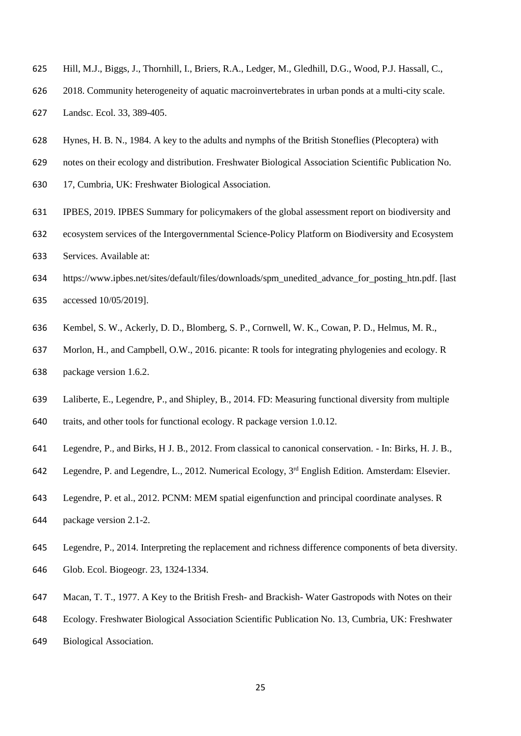Hill, M.J., Biggs, J., Thornhill, I., Briers, R.A., Ledger, M., Gledhill, D.G., Wood, P.J. Hassall, C., 2018. Community heterogeneity of aquatic macroinvertebrates in urban ponds at a multi-city scale. Landsc. Ecol. 33, 389-405.

Hynes, H. B. N., 1984. A key to the adults and nymphs of the British Stoneflies (Plecoptera) with notes on their ecology and distribution. Freshwater Biological Association Scientific Publication No. 17, Cumbria, UK: Freshwater Biological Association.

IPBES, 2019. IPBES Summary for policymakers of the global assessment report on biodiversity and ecosystem services of the Intergovernmental Science-Policy Platform on Biodiversity and Ecosystem Services. Available at: https://www.ipbes.net/sites/default/files/downloads/spm_unedited_advance_for_posting_htn.pdf. [last accessed 10/05/2019].

Kembel, S. W., Ackerly, D. D., Blomberg, S. P., Cornwell, W. K., Cowan, P. D., Helmus, M. R., Morlon, H., and Campbell, O.W., 2016. picante: R tools for integrating phylogenies and ecology. R package version 1.6.2.

Laliberte, E., Legendre, P., and Shipley, B., 2014. FD: Measuring functional diversity from multiple traits, and other tools for functional ecology. R package version 1.0.12.

Legendre, P., and Birks, H J. B., 2012. From classical to canonical conservation. - In: Birks, H. J. B., Legendre, P. and Legendre, L., 2012. Numerical Ecology, 3rd English Edition. Amsterdam: Elsevier.

Legendre, P. et al., 2012. PCNM: MEM spatial eigenfunction and principal coordinate analyses. R package version 2.1-2.

Legendre, P., 2014. Interpreting the replacement and richness difference components of beta diversity. Glob. Ecol. Biogeogr. 23, 1324-1334.

Macan, T. T., 1977. A Key to the British Fresh- and Brackish- Water Gastropods with Notes on their Ecology. Freshwater Biological Association Scientific Publication No. 13, Cumbria, UK: Freshwater Biological Association.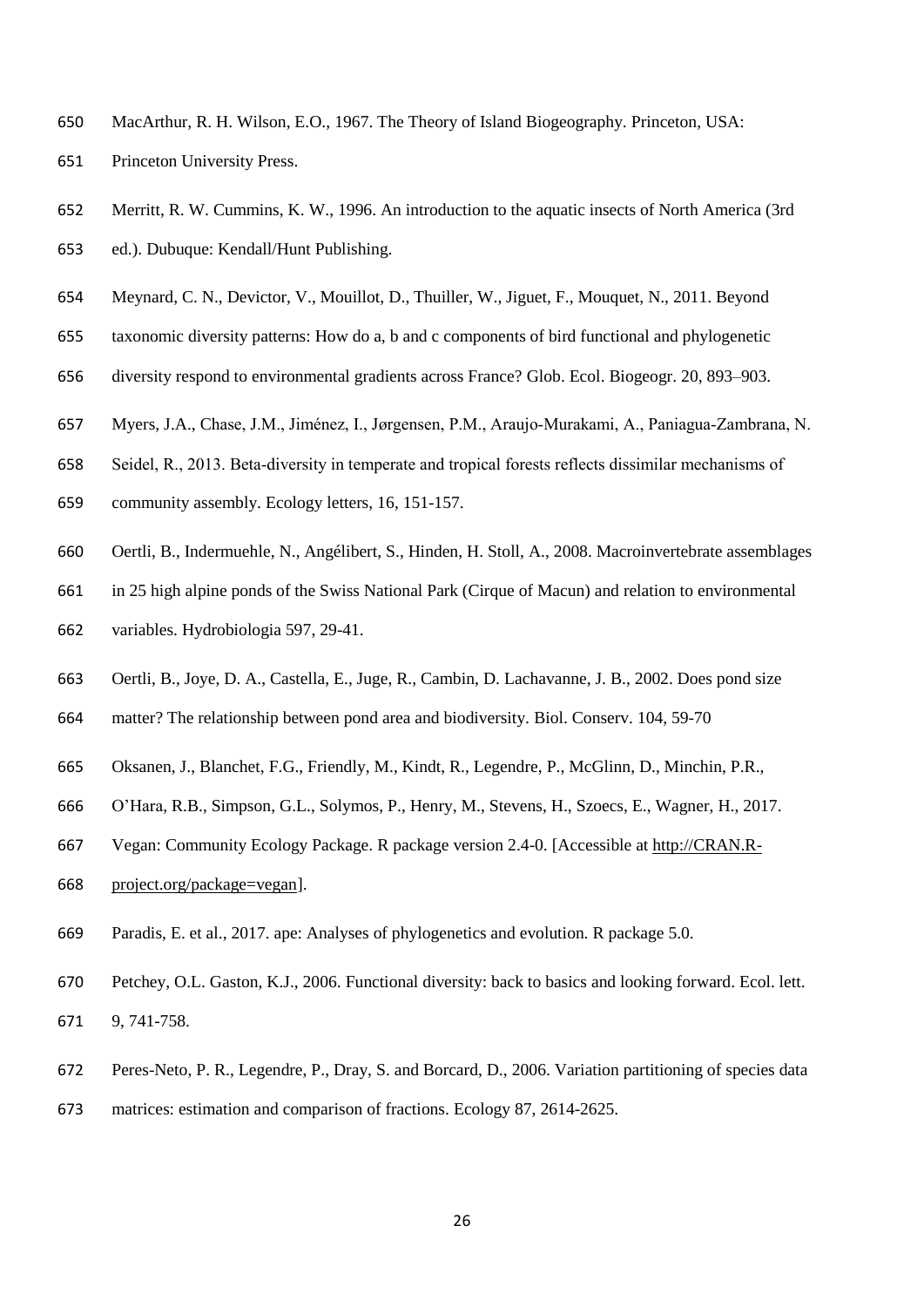MacArthur, R. H. Wilson, E.O., 1967. The Theory of Island Biogeography. Princeton, USA: Princeton University Press.

Merritt, R. W. Cummins, K. W., 1996. An introduction to the aquatic insects of North America (3rd ed.). Dubuque: Kendall/Hunt Publishing.

Meynard, C. N., Devictor, V., Mouillot, D., Thuiller, W., Jiguet, F., Mouquet, N., 2011. Beyond taxonomic diversity patterns: How do a, b and c components of bird functional and phylogenetic diversity respond to environmental gradients across France? Glob. Ecol. Biogeogr. 20, 893–903.

Myers, J.A., Chase, J.M., Jiménez, I., Jørgensen, P.M., Araujo-Murakami, A., Paniagua-Zambrana, N. Seidel, R., 2013. Beta-diversity in temperate and tropical forests reflects dissimilar mechanisms of community assembly. Ecology letters, 16, 151-157.

Oertli, B., Indermuehle, N., Angélibert, S., Hinden, H. Stoll, A., 2008. Macroinvertebrate assemblages in 25 high alpine ponds of the Swiss National Park (Cirque of Macun) and relation to environmental variables. Hydrobiologia 597, 29-41.

Oertli, B., Joye, D. A., Castella, E., Juge, R., Cambin, D. Lachavanne, J. B., 2002. Does pond size matter? The relationship between pond area and biodiversity. Biol. Conserv. 104, 59-70

Oksanen, J., Blanchet, F.G., Friendly, M., Kindt, R., Legendre, P., McGlinn, D., Minchin, P.R., O'Hara, R.B., Simpson, G.L., Solymos, P., Henry, M., Stevens, H., Szoecs, E., Wagner, H., 2017. Vegan: Community Ecology Package. R package version 2.4-0. [Accessible at http://CRAN.R-project.org/package=vegan].

Paradis, E. et al., 2017. ape: Analyses of phylogenetics and evolution. R package 5.0.

Petchey, O.L. Gaston, K.J., 2006. Functional diversity: back to basics and looking forward. Ecol. lett. 9, 741-758.

Peres-Neto, P. R., Legendre, P., Dray, S. and Borcard, D., 2006. Variation partitioning of species data matrices: estimation and comparison of fractions. Ecology 87, 2614-2625.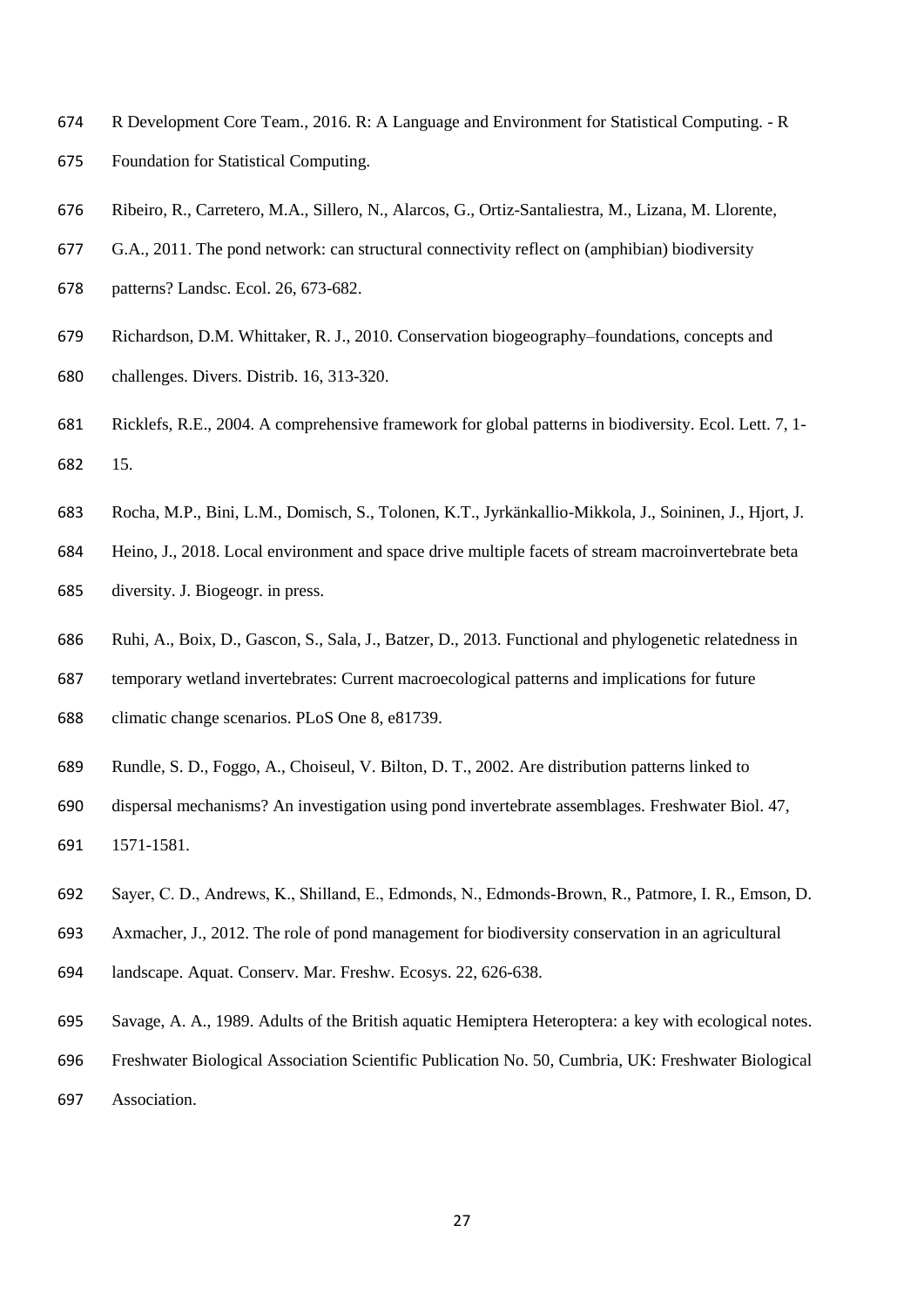R Development Core Team., 2016. R: A Language and Environment for Statistical Computing. - R Foundation for Statistical Computing.

Ribeiro, R., Carretero, M.A., Sillero, N., Alarcos, G., Ortiz-Santaliestra, M., Lizana, M. Llorente, G.A., 2011. The pond network: can structural connectivity reflect on (amphibian) biodiversity patterns? Landsc. Ecol. 26, 673-682.

Richardson, D.M. Whittaker, R. J., 2010. Conservation biogeography–foundations, concepts and challenges. Divers. Distrib. 16, 313-320.

Ricklefs, R.E., 2004. A comprehensive framework for global patterns in biodiversity. Ecol. Lett. 7, 1-15.

Rocha, M.P., Bini, L.M., Domisch, S., Tolonen, K.T., Jyrkänkallio-Mikkola, J., Soininen, J., Hjort, J. Heino, J., 2018. Local environment and space drive multiple facets of stream macroinvertebrate beta diversity. J. Biogeogr. in press.

Ruhi, A., Boix, D., Gascon, S., Sala, J., Batzer, D., 2013. Functional and phylogenetic relatedness in temporary wetland invertebrates: Current macroecological patterns and implications for future climatic change scenarios. PLoS One 8, e81739.

Rundle, S. D., Foggo, A., Choiseul, V. Bilton, D. T., 2002. Are distribution patterns linked to dispersal mechanisms? An investigation using pond invertebrate assemblages. Freshwater Biol. 47, 1571-1581.

Sayer, C. D., Andrews, K., Shilland, E., Edmonds, N., Edmonds-Brown, R., Patmore, I. R., Emson, D. Axmacher, J., 2012. The role of pond management for biodiversity conservation in an agricultural landscape. Aquat. Conserv. Mar. Freshw. Ecosys. 22, 626-638.

Savage, A. A., 1989. Adults of the British aquatic Hemiptera Heteroptera: a key with ecological notes. Freshwater Biological Association Scientific Publication No. 50, Cumbria, UK: Freshwater Biological Association.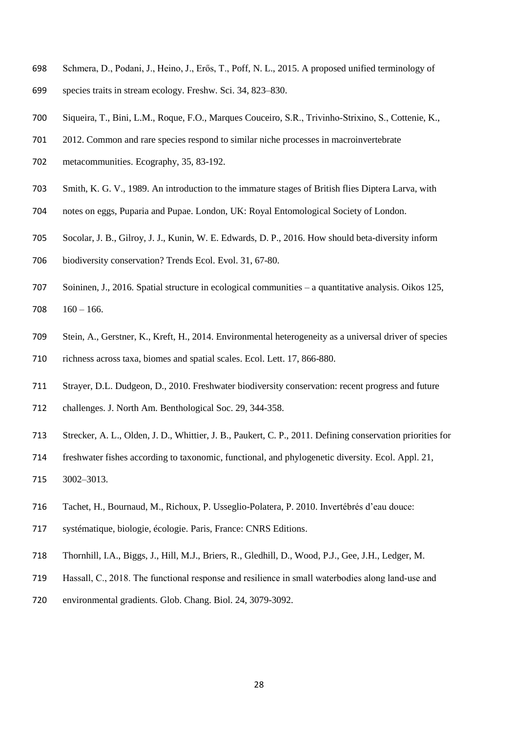Schmera, D., Podani, J., Heino, J., Erős, T., Poff, N. L., 2015. A proposed unified terminology of species traits in stream ecology. Freshw. Sci. 34, 823–830.

Siqueira, T., Bini, L.M., Roque, F.O., Marques Couceiro, S.R., Trivinho-Strixino, S., Cottenie, K., 2012. Common and rare species respond to similar niche processes in macroinvertebrate metacommunities. Ecography, 35, 83-192.

Smith, K. G. V., 1989. An introduction to the immature stages of British flies Diptera Larva, with notes on eggs, Puparia and Pupae. London, UK: Royal Entomological Society of London.

Socolar, J. B., Gilroy, J. J., Kunin, W. E. Edwards, D. P., 2016. How should beta-diversity inform biodiversity conservation? Trends Ecol. Evol. 31, 67-80.

Soininen, J., 2016. Spatial structure in ecological communities – a quantitative analysis. Oikos 125, 160 – 166.

Stein, A., Gerstner, K., Kreft, H., 2014. Environmental heterogeneity as a universal driver of species richness across taxa, biomes and spatial scales. Ecol. Lett. 17, 866-880.

Strayer, D.L. Dudgeon, D., 2010. Freshwater biodiversity conservation: recent progress and future challenges. J. North Am. Benthological Soc. 29, 344-358.

Strecker, A. L., Olden, J. D., Whittier, J. B., Paukert, C. P., 2011. Defining conservation priorities for freshwater fishes according to taxonomic, functional, and phylogenetic diversity. Ecol. Appl. 21, 3002–3013.

Tachet, H., Bournaud, M., Richoux, P. Usseglio-Polatera, P. 2010. Invertébrés d'eau douce: systématique, biologie, écologie. Paris, France: CNRS Editions.

Thornhill, I.A., Biggs, J., Hill, M.J., Briers, R., Gledhill, D., Wood, P.J., Gee, J.H., Ledger, M. Hassall, C., 2018. The functional response and resilience in small waterbodies along land-use and environmental gradients. Glob. Chang. Biol. 24, 3079-3092.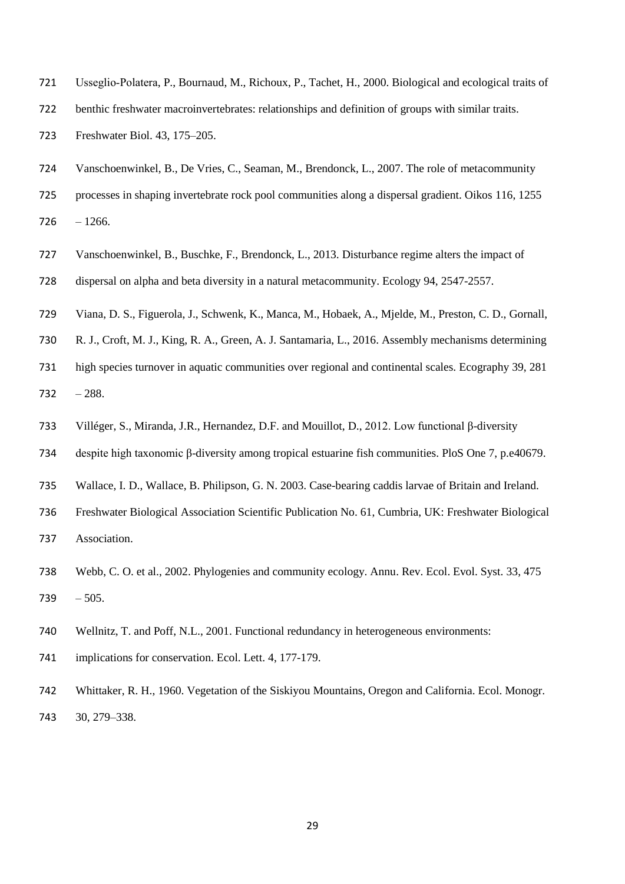Usseglio-Polatera, P., Bournaud, M., Richoux, P., Tachet, H., 2000. Biological and ecological traits of benthic freshwater macroinvertebrates: relationships and definition of groups with similar traits. Freshwater Biol. 43, 175–205.

Vanschoenwinkel, B., De Vries, C., Seaman, M., Brendonck, L., 2007. The role of metacommunity processes in shaping invertebrate rock pool communities along a dispersal gradient. Oikos 116, 1255 – 1266.

Vanschoenwinkel, B., Buschke, F., Brendonck, L., 2013. Disturbance regime alters the impact of dispersal on alpha and beta diversity in a natural metacommunity. Ecology 94, 2547-2557.

Viana, D. S., Figuerola, J., Schwenk, K., Manca, M., Hobaek, A., Mjelde, M., Preston, C. D., Gornall, R. J., Croft, M. J., King, R. A., Green, A. J. Santamaria, L., 2016. Assembly mechanisms determining high species turnover in aquatic communities over regional and continental scales. Ecography 39, 281 – 288.

Villéger, S., Miranda, J.R., Hernandez, D.F. and Mouillot, D., 2012. Low functional β-diversity despite high taxonomic β-diversity among tropical estuarine fish communities. PloS One 7, p.e40679.

Wallace, I. D., Wallace, B. Philipson, G. N. 2003. Case-bearing caddis larvae of Britain and Ireland. Freshwater Biological Association Scientific Publication No. 61, Cumbria, UK: Freshwater Biological Association.

Webb, C. O. et al., 2002. Phylogenies and community ecology. Annu. Rev. Ecol. Evol. Syst. 33, 475 – 505.

Wellnitz, T. and Poff, N.L., 2001. Functional redundancy in heterogeneous environments: implications for conservation. Ecol. Lett. 4, 177-179.

Whittaker, R. H., 1960. Vegetation of the Siskiyou Mountains, Oregon and California. Ecol. Monogr. 30, 279–338.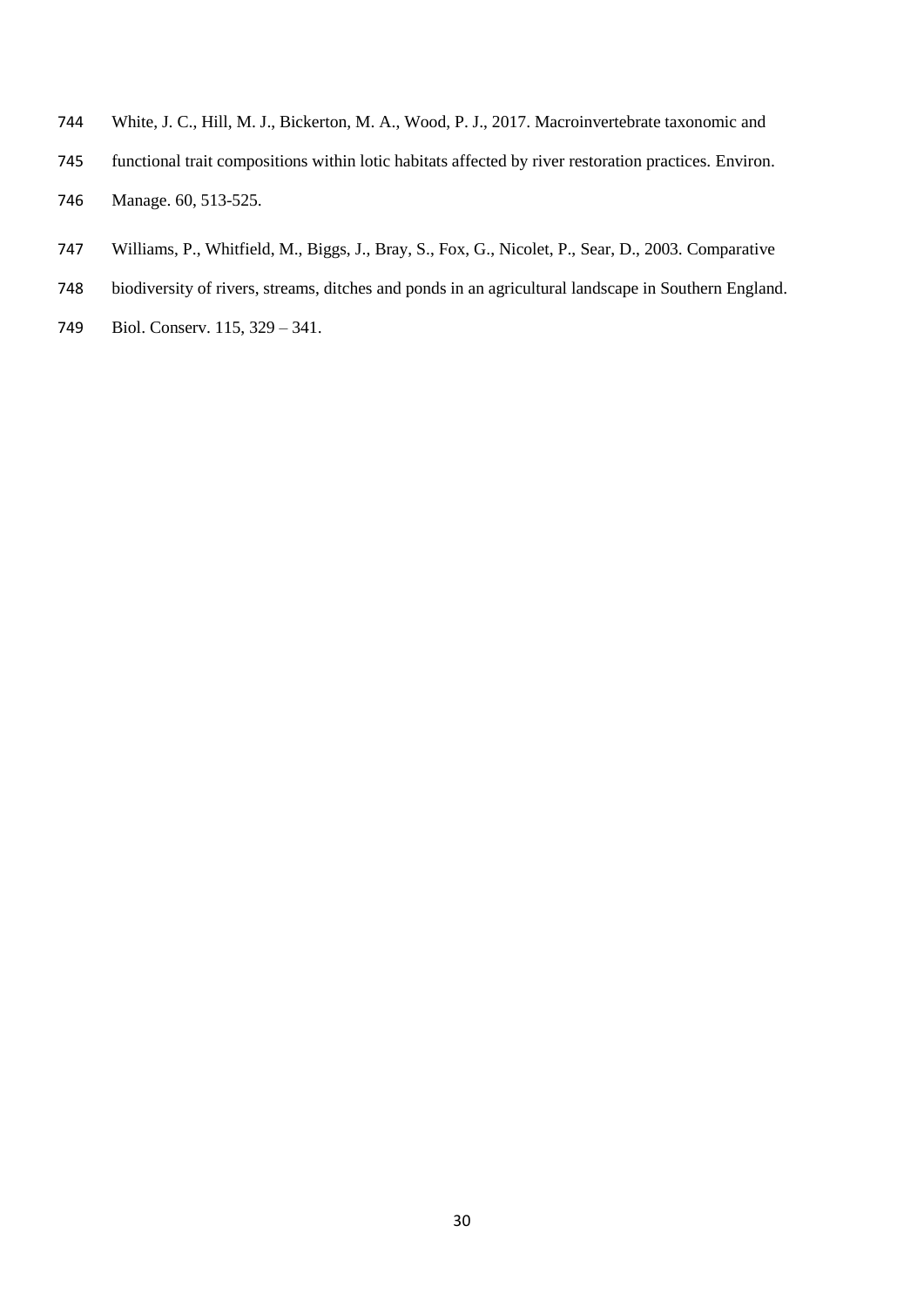White, J. C., Hill, M. J., Bickerton, M. A., Wood, P. J., 2017. Macroinvertebrate taxonomic and functional trait compositions within lotic habitats affected by river restoration practices. Environ. Manage. 60, 513-525.

Williams, P., Whitfield, M., Biggs, J., Bray, S., Fox, G., Nicolet, P., Sear, D., 2003. Comparative biodiversity of rivers, streams, ditches and ponds in an agricultural landscape in Southern England. Biol. Conserv. 115, 329 – 341.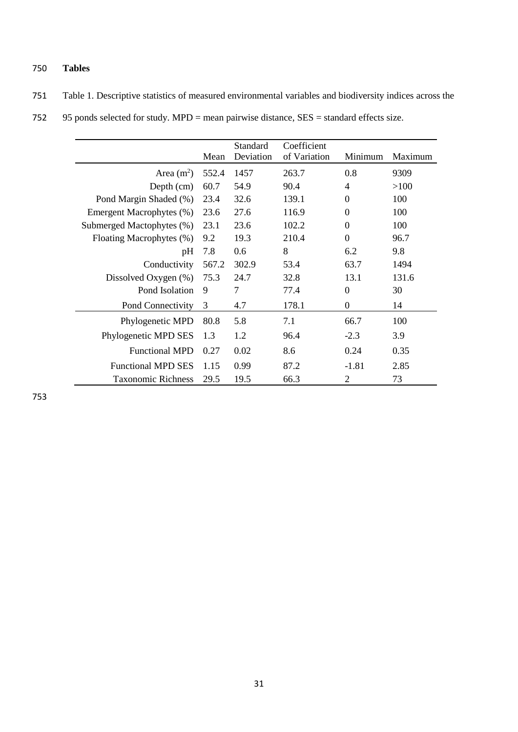# Tables

Table 1. Descriptive statistics of measured environmental variables and biodiversity indices across the 95 ponds selected for study. MPD = mean pairwise distance, SES = standard effects size.

| | Mean | Standard Deviation | Coefficient of Variation | Minimum | Maximum |
|---|---|---|---|---|---|
| Area ($m^2$) | 552.4 | 1457 | 263.7 | 0.8 | 9309 |
| Depth (cm) | 60.7 | 54.9 | 90.4 | 4 | >100 |
| Pond Margin Shaded (%) | 23.4 | 32.6 | 139.1 | 0 | 100 |
| Emergent Macrophytes (%) | 23.6 | 27.6 | 116.9 | 0 | 100 |
| Submerged Mactophytes (%) | 23.1 | 23.6 | 102.2 | 0 | 100 |
| Floating Macrophytes (%) | 9.2 | 19.3 | 210.4 | 0 | 96.7 |
| pH | 7.8 | 0.6 | 8 | 6.2 | 9.8 |
| Conductivity | 567.2 | 302.9 | 53.4 | 63.7 | 1494 |
| Dissolved Oxygen (%) | 75.3 | 24.7 | 32.8 | 13.1 | 131.6 |
| Pond Isolation | 9 | 7 | 77.4 | 0 | 30 |
| Pond Connectivity | 3 | 4.7 | 178.1 | 0 | 14 |
| Phylogenetic MPD | 80.8 | 5.8 | 7.1 | 66.7 | 100 |
| Phylogenetic MPD SES | 1.3 | 1.2 | 96.4 | -2.3 | 3.9 |
| Functional MPD | 0.27 | 0.02 | 8.6 | 0.24 | 0.35 |
| Functional MPD SES | 1.15 | 0.99 | 87.2 | -1.81 | 2.85 |
| Taxonomic Richness | 29.5 | 19.5 | 66.3 | 2 | 73 |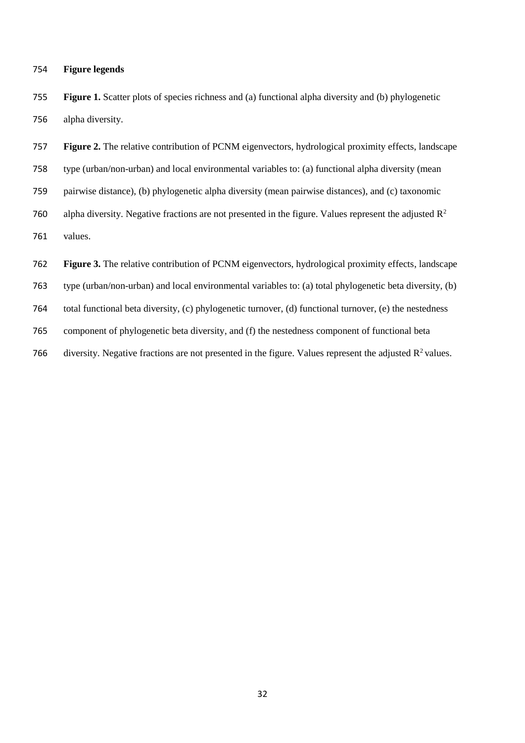**Figure legends**

**Figure 1.** Scatter plots of species richness and (a) functional alpha diversity and (b) phylogenetic alpha diversity.

**Figure 2.** The relative contribution of PCNM eigenvectors, hydrological proximity effects, landscape type (urban/non-urban) and local environmental variables to: (a) functional alpha diversity (mean pairwise distance), (b) phylogenetic alpha diversity (mean pairwise distances), and (c) taxonomic alpha diversity. Negative fractions are not presented in the figure. Values represent the adjusted $R^2$ values.

**Figure 3.** The relative contribution of PCNM eigenvectors, hydrological proximity effects, landscape type (urban/non-urban) and local environmental variables to: (a) total phylogenetic beta diversity, (b) total functional beta diversity, (c) phylogenetic turnover, (d) functional turnover, (e) the nestedness component of phylogenetic beta diversity, and (f) the nestedness component of functional beta diversity. Negative fractions are not presented in the figure. Values represent the adjusted $R^2$ values.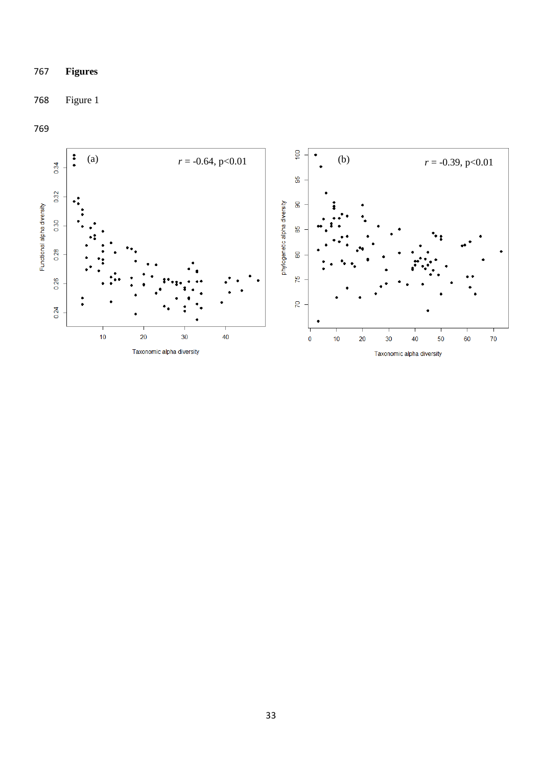767 **Figures**

768 Figure 1

769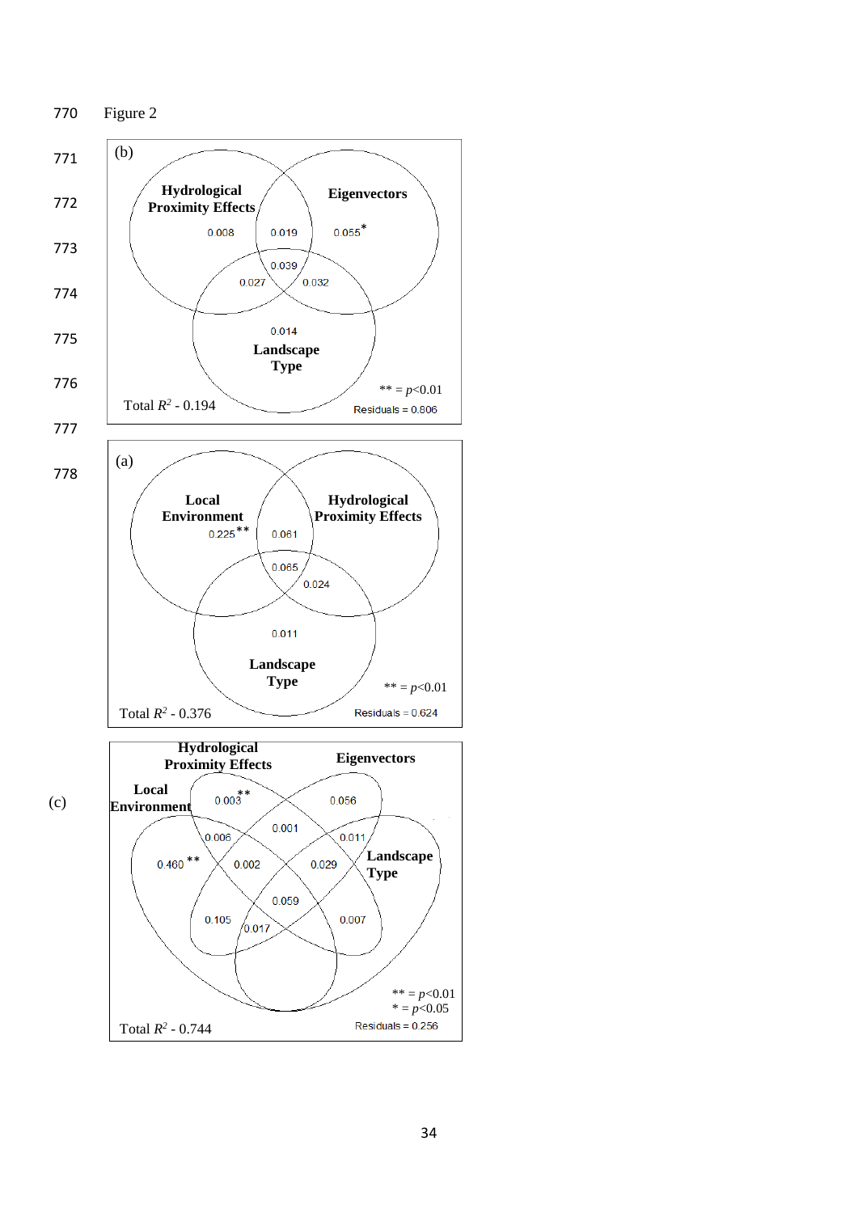Figure 2

(b)

Hydrological Proximity Effects

Eigenvectors

0.008

0.019

0.055*

0.039

0.027

0.032

0.014

Landscape Type

** = $p<0.01$

Total $R^2$ - 0.194

Residuals = 0.806

(a)

Local Environment

Hydrological Proximity Effects

0.225**

0.061

0.065

0.024

0.011

Landscape Type

** = $p<0.01$

Total $R^2$ - 0.376

Residuals = 0.624

(c)

Hydrological Proximity Effects

Eigenvectors

Local Environment

0.003**

0.056

0.001

0.006

0.011

Landscape Type

0.460 **

0.002

0.029

0.059

0.105

0.007

0.017

** = $p<0.01$

* = $p<0.05$

Total $R^2$ - 0.744

Residuals = 0.256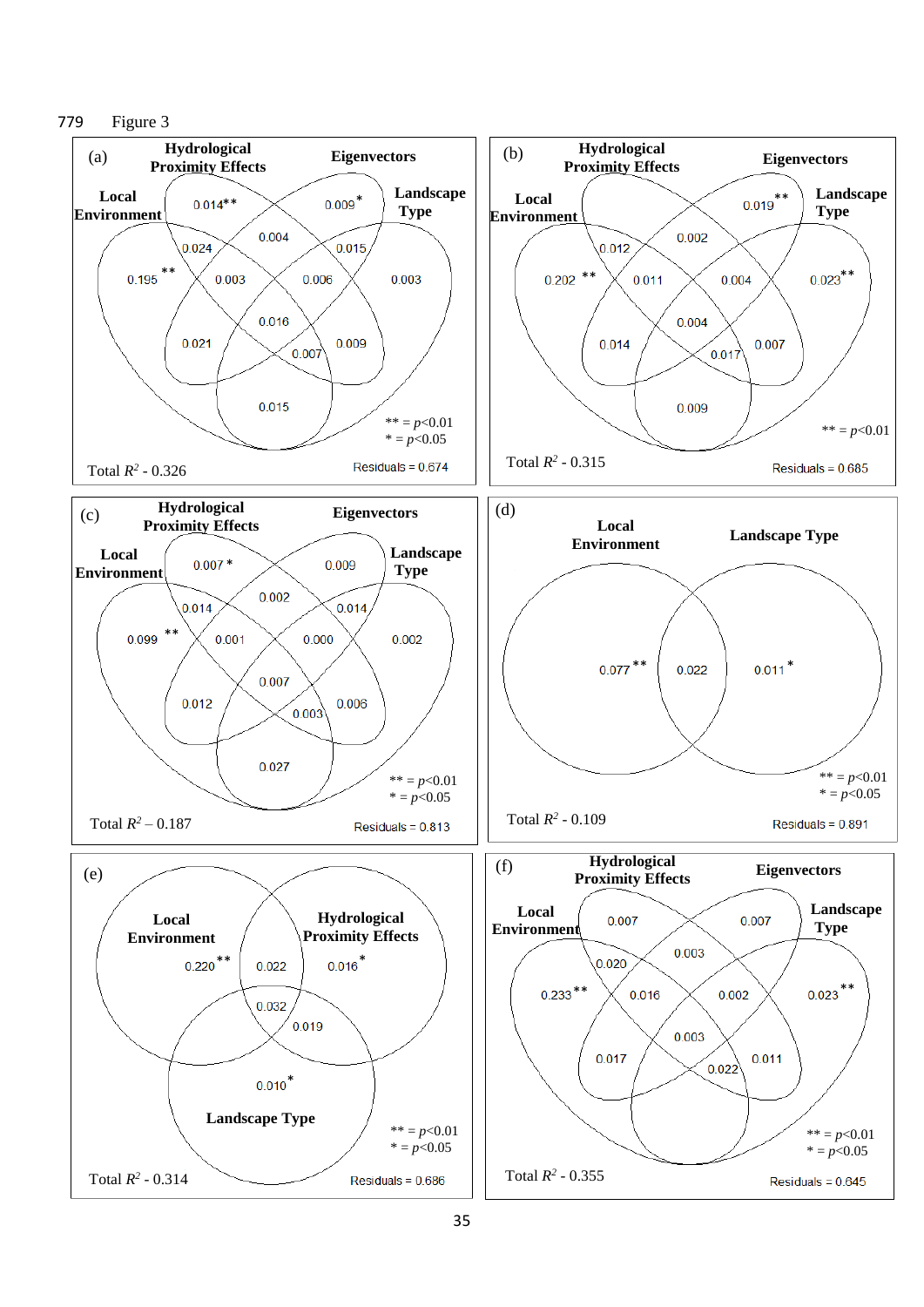779 Figure 3

(a)

Hydrological Proximity Effects

Eigenvectors

Local Environment

Landscape Type

0.014**

0.009*

0.004

0.024

0.015

0.195**

0.003

0.006

0.003

0.016

0.021

0.009

0.007

0.015

** = $p<0.01$
* = $p<0.05$

Total $R^2$ - 0.326

Residuals = 0.674

(b)

Hydrological Proximity Effects

Eigenvectors

Local Environment

Landscape Type

0.019**

0.002

0.012

0.202**

0.011

0.004

0.023**

0.004

0.014

0.007

0.017

0.009

** = $p<0.01$

Total $R^2$ - 0.315

Residuals = 0.685

(c)

Hydrological Proximity Effects

Eigenvectors

Local Environment

Landscape Type

0.007*

0.009

0.002

0.014

0.014

0.099**

0.001

0.000

0.002

0.007

0.012

0.006

0.003

0.027

** = $p<0.01$
* = $p<0.05$

Total $R^2$ – 0.187

Residuals = 0.813

(d)

Local Environment

Landscape Type

0.077**

0.022

0.011*

** = $p<0.01$
* = $p<0.05$

Total $R^2$ - 0.109

Residuals = 0.891

(e)

Local Environment

Hydrological Proximity Effects

0.220**

0.022

0.016*

0.032

0.019

0.010*

Landscape Type

** = $p<0.01$
* = $p<0.05$

Total $R^2$ - 0.314

Residuals = 0.686

(f)

Hydrological Proximity Effects

Eigenvectors

Local Environment

Landscape Type

0.007

0.007

0.003

0.020

0.233**

0.016

0.002

0.023**

0.003

0.017

0.011

0.022

** = $p<0.01$
* = $p<0.05$

Total $R^2$ - 0.355

Residuals = 0.645